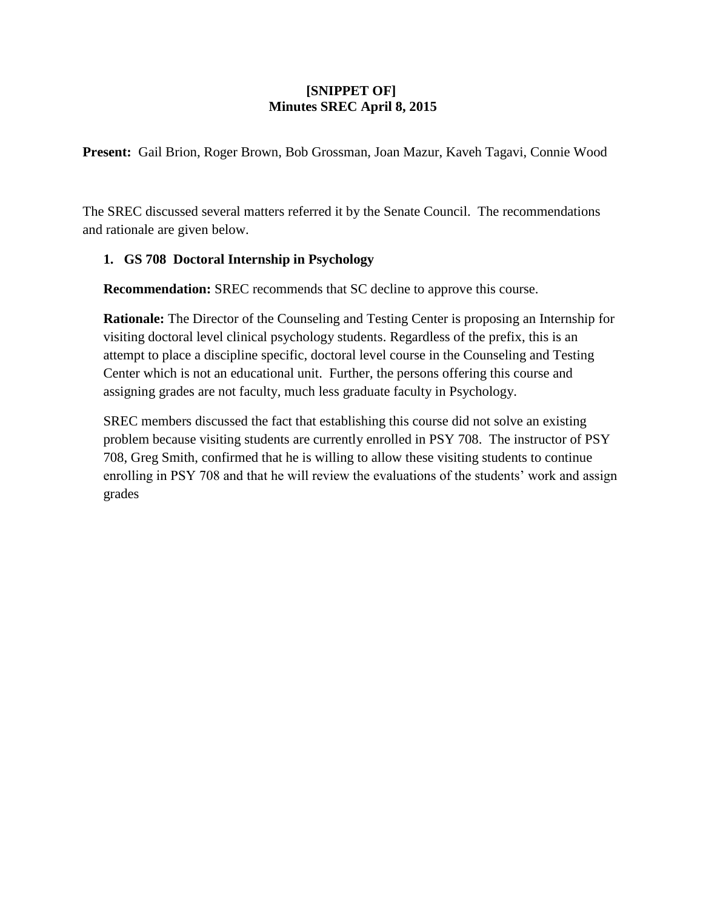**[SNIPPET OF]**
**Minutes SREC April 8, 2015**

**Present:** Gail Brion, Roger Brown, Bob Grossman, Joan Mazur, Kaveh Tagavi, Connie Wood

The SREC discussed several matters referred it by the Senate Council. The recommendations and rationale are given below.

1. **GS 708 Doctoral Internship in Psychology**

   **Recommendation:** SREC recommends that SC decline to approve this course.

   **Rationale:** The Director of the Counseling and Testing Center is proposing an Internship for visiting doctoral level clinical psychology students. Regardless of the prefix, this is an attempt to place a discipline specific, doctoral level course in the Counseling and Testing Center which is not an educational unit. Further, the persons offering this course and assigning grades are not faculty, much less graduate faculty in Psychology.

   SREC members discussed the fact that establishing this course did not solve an existing problem because visiting students are currently enrolled in PSY 708. The instructor of PSY 708, Greg Smith, confirmed that he is willing to allow these visiting students to continue enrolling in PSY 708 and that he will review the evaluations of the students' work and assign grades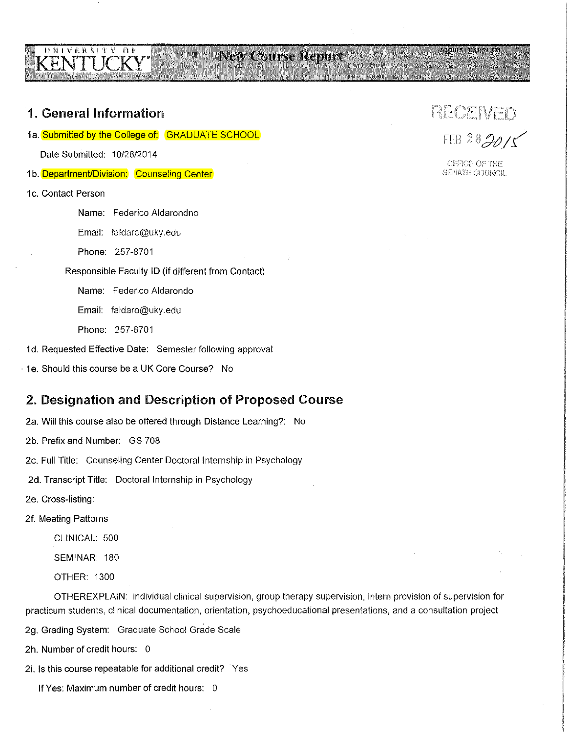UNIVERSITY OF KENTUCKY **New Course Report** 3/2/2015 11:33:59 AM

RECEIVED
FEB 28 2015
OFFICE OF THE SENATE COUNCIL

## 1. General Information

1a. Submitted by the College of: GRADUATE SCHOOL

Date Submitted: 10/28/2014

1b. Department/Division: Counseling Center

1c. Contact Person

Name: Federico Aldarondno

Email: faldaro@uky.edu

Phone: 257-8701

Responsible Faculty ID (if different from Contact)

Name: Federico Aldarondo

Email: faldaro@uky.edu

Phone: 257-8701

1d. Requested Effective Date: Semester following approval

1e. Should this course be a UK Core Course? No

## 2. Designation and Description of Proposed Course

2a. Will this course also be offered through Distance Learning?: No

2b. Prefix and Number: GS 708

2c. Full Title: Counseling Center Doctoral Internship in Psychology

2d. Transcript Title: Doctoral Internship in Psychology

2e. Cross-listing:

2f. Meeting Patterns

CLINICAL: 500

SEMINAR: 180

OTHER: 1300

OTHEREXPLAIN: individual clinical supervision, group therapy supervision, intern provision of supervision for practicum students, clinical documentation, orientation, psychoeducational presentations, and a consultation project

2g. Grading System: Graduate School Grade Scale

2h. Number of credit hours: 0

2i. Is this course repeatable for additional credit? Yes

If Yes: Maximum number of credit hours: 0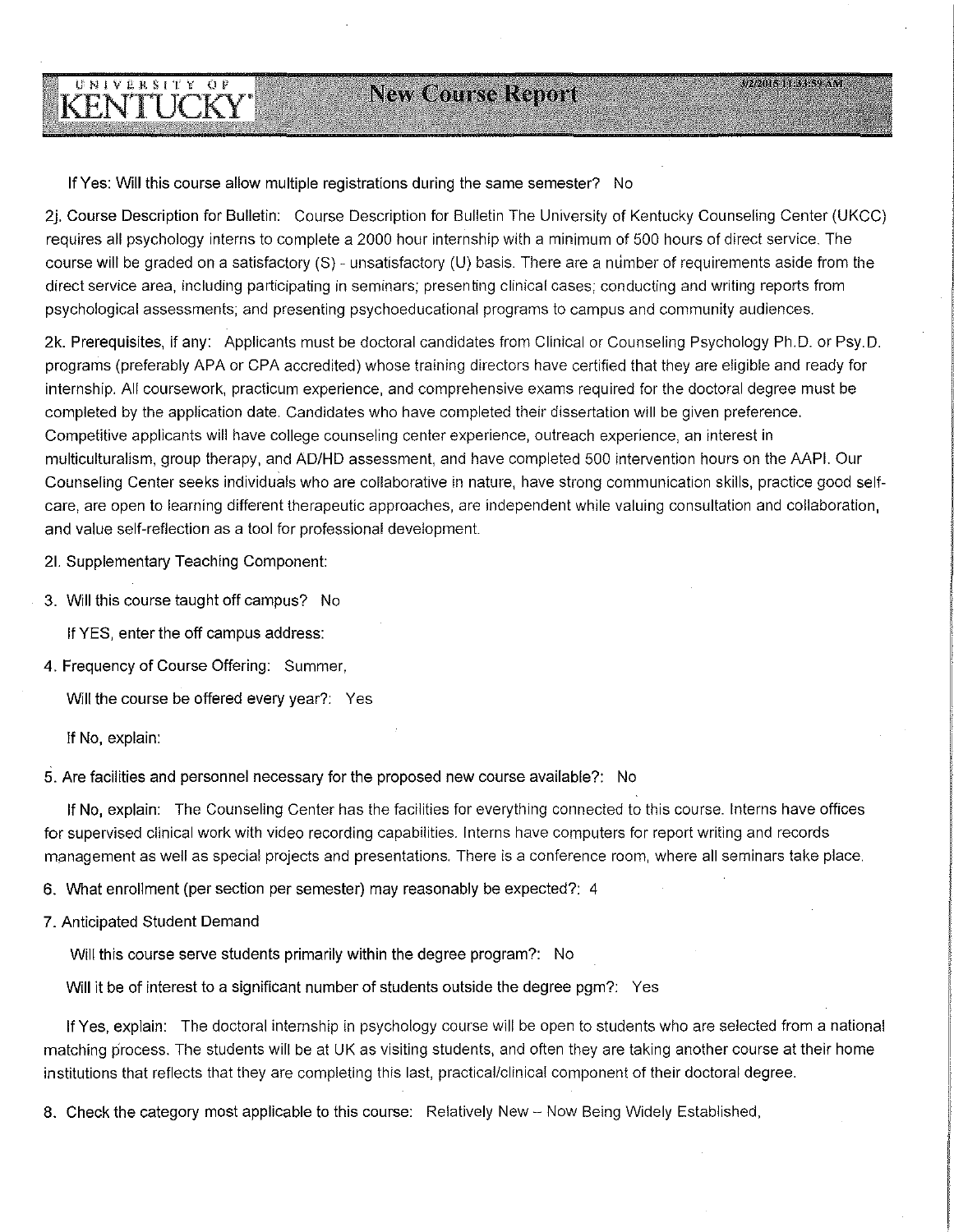If Yes: Will this course allow multiple registrations during the same semester? No

2j. Course Description for Bulletin: Course Description for Bulletin The University of Kentucky Counseling Center (UKCC) requires all psychology interns to complete a 2000 hour internship with a minimum of 500 hours of direct service. The course will be graded on a satisfactory (S) - unsatisfactory (U) basis. There are a number of requirements aside from the direct service area, including participating in seminars; presenting clinical cases; conducting and writing reports from psychological assessments; and presenting psychoeducational programs to campus and community audiences.

2k. Prerequisites, if any: Applicants must be doctoral candidates from Clinical or Counseling Psychology Ph.D. or Psy.D. programs (preferably APA or CPA accredited) whose training directors have certified that they are eligible and ready for internship. All coursework, practicum experience, and comprehensive exams required for the doctoral degree must be completed by the application date. Candidates who have completed their dissertation will be given preference. Competitive applicants will have college counseling center experience, outreach experience, an interest in multiculturalism, group therapy, and AD/HD assessment, and have completed 500 intervention hours on the AAPI. Our Counseling Center seeks individuals who are collaborative in nature, have strong communication skills, practice good self-care, are open to learning different therapeutic approaches, are independent while valuing consultation and collaboration, and value self-reflection as a tool for professional development.

2l. Supplementary Teaching Component:

3. Will this course taught off campus? No

   If YES, enter the off campus address:

4. Frequency of Course Offering: Summer,

   Will the course be offered every year?: Yes

   If No, explain:

5. Are facilities and personnel necessary for the proposed new course available?: No

   If No, explain: The Counseling Center has the facilities for everything connected to this course. Interns have offices for supervised clinical work with video recording capabilities. Interns have computers for report writing and records management as well as special projects and presentations. There is a conference room, where all seminars take place.

6. What enrollment (per section per semester) may reasonably be expected?: 4

7. Anticipated Student Demand

   Will this course serve students primarily within the degree program?: No

   Will it be of interest to a significant number of students outside the degree pgm?: Yes

   If Yes, explain: The doctoral internship in psychology course will be open to students who are selected from a national matching process. The students will be at UK as visiting students, and often they are taking another course at their home institutions that reflects that they are completing this last, practical/clinical component of their doctoral degree.

8. Check the category most applicable to this course: Relatively New – Now Being Widely Established,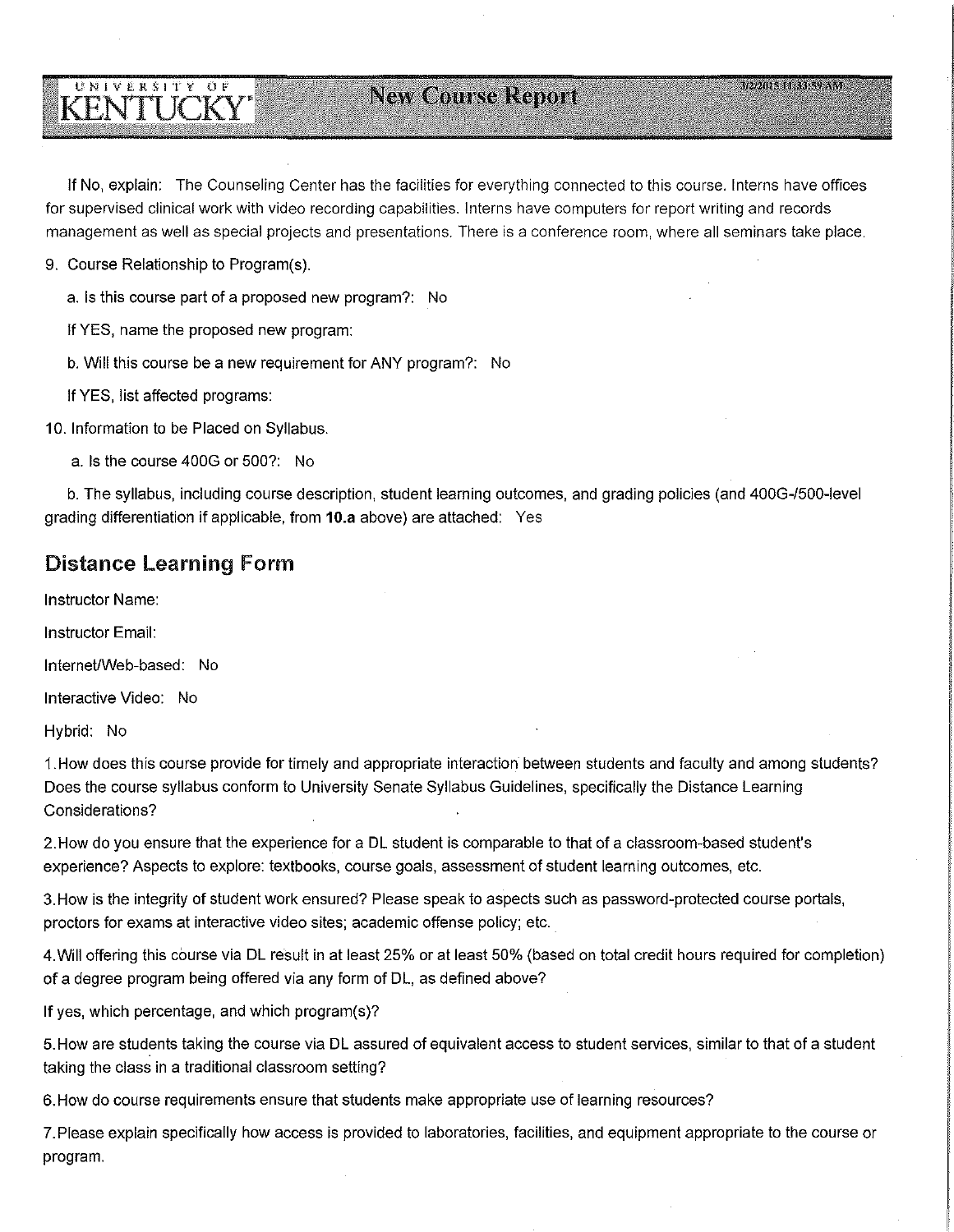If No, explain: The Counseling Center has the facilities for everything connected to this course. Interns have offices for supervised clinical work with video recording capabilities. Interns have computers for report writing and records management as well as special projects and presentations. There is a conference room, where all seminars take place.

9. Course Relationship to Program(s).

   a. Is this course part of a proposed new program?: No

   If YES, name the proposed new program:

   b. Will this course be a new requirement for ANY program?: No

   If YES, list affected programs:

10. Information to be Placed on Syllabus.

    a. Is the course 400G or 500?: No

    b. The syllabus, including course description, student learning outcomes, and grading policies (and 400G-/500-level grading differentiation if applicable, from **10.a** above) are attached: Yes

## Distance Learning Form

Instructor Name:

Instructor Email:

Internet/Web-based: No

Interactive Video: No

Hybrid: No

1. How does this course provide for timely and appropriate interaction between students and faculty and among students? Does the course syllabus conform to University Senate Syllabus Guidelines, specifically the Distance Learning Considerations?

2. How do you ensure that the experience for a DL student is comparable to that of a classroom-based student's experience? Aspects to explore: textbooks, course goals, assessment of student learning outcomes, etc.

3. How is the integrity of student work ensured? Please speak to aspects such as password-protected course portals, proctors for exams at interactive video sites; academic offense policy; etc.

4. Will offering this course via DL result in at least 25% or at least 50% (based on total credit hours required for completion) of a degree program being offered via any form of DL, as defined above?

If yes, which percentage, and which program(s)?

5. How are students taking the course via DL assured of equivalent access to student services, similar to that of a student taking the class in a traditional classroom setting?

6. How do course requirements ensure that students make appropriate use of learning resources?

7. Please explain specifically how access is provided to laboratories, facilities, and equipment appropriate to the course or program.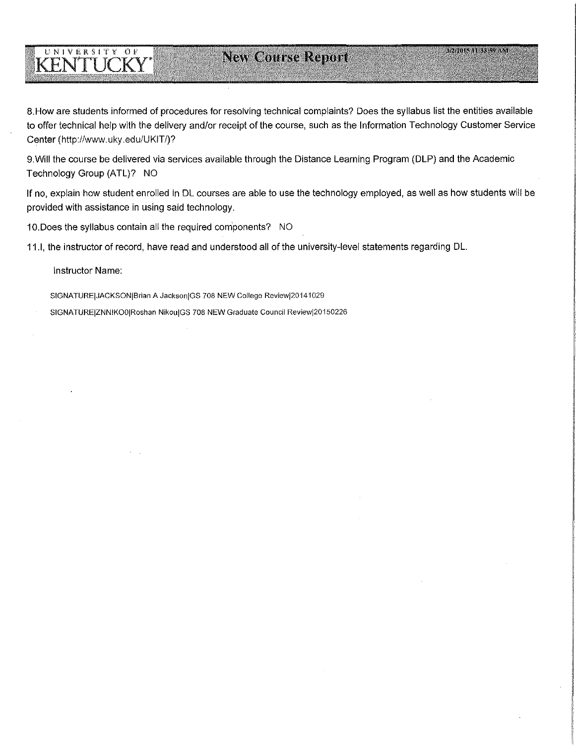8.How are students informed of procedures for resolving technical complaints? Does the syllabus list the entities available to offer technical help with the delivery and/or receipt of the course, such as the Information Technology Customer Service Center (http://www.uky.edu/UKIT/)?

9.Will the course be delivered via services available through the Distance Learning Program (DLP) and the Academic Technology Group (ATL)? NO

If no, explain how student enrolled in DL courses are able to use the technology employed, as well as how students will be provided with assistance in using said technology.

10.Does the syllabus contain all the required components? NO

11.I, the instructor of record, have read and understood all of the university-level statements regarding DL.

Instructor Name:

SIGNATURE|JACKSON|Brian A Jackson|GS 708 NEW College Review|20141029

SIGNATURE|ZNNIKO0|Roshan Nikou|GS 708 NEW Graduate Council Review|20150226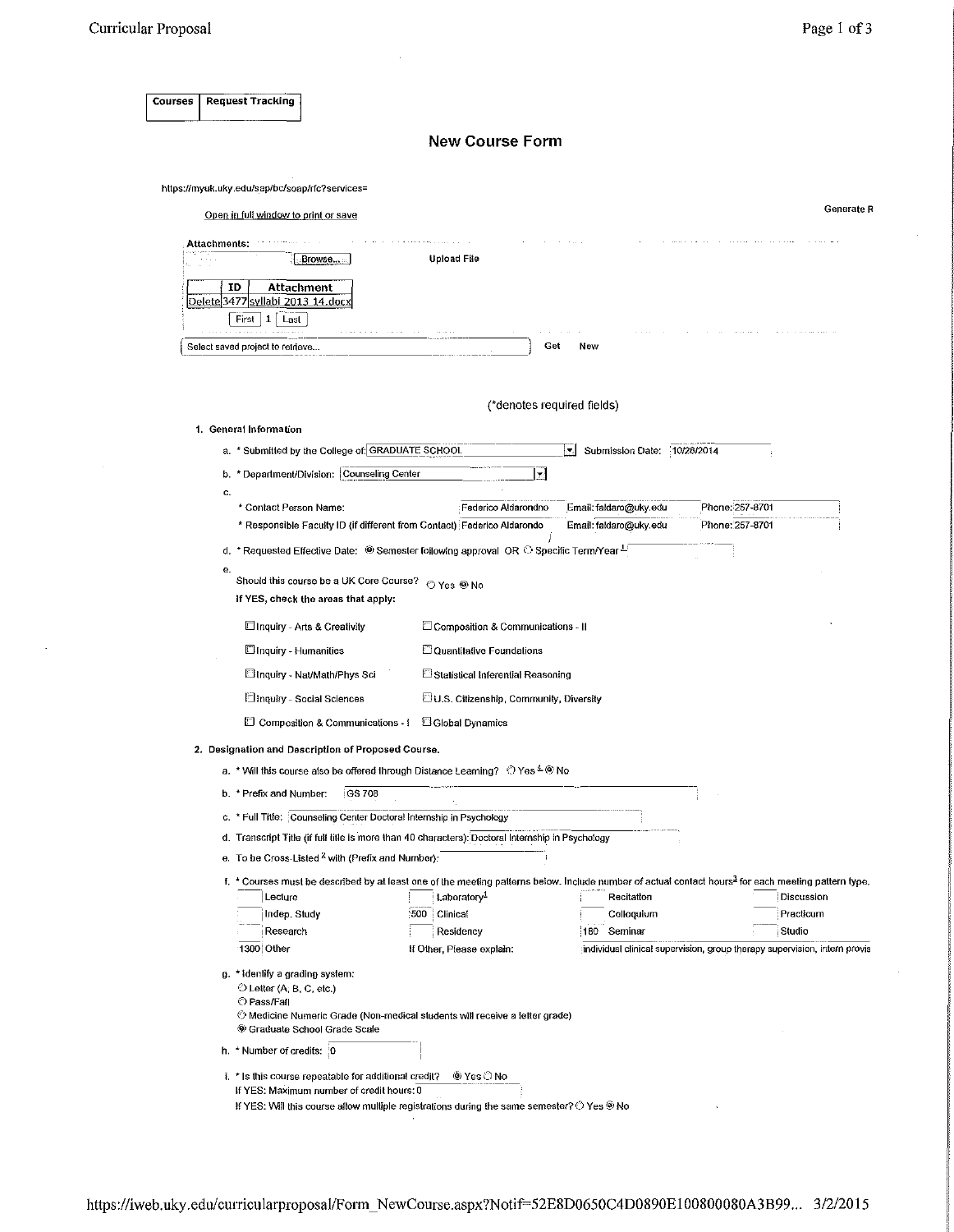| Courses | Request Tracking |
|---|---|

# New Course Form

https://myuk.uky.edu/sap/bc/soap/rfc?services=

Generate R

Open in full window to print or save

Attachments:

Browse... Upload File

| | ID | Attachment |
|---|---|---|
| Delete | 3477 | syllabi 2013 14.docx |

First 1 Last

Select saved project to retrieve... Get New

(*denotes required fields)

1. General Information

   a. * Submitted by the College of: GRADUATE SCHOOL Submission Date: 10/28/2014

   b. * Department/Division: Counseling Center

   c.
      * Contact Person Name: Federico Aldarondno Email: faldaro@uky.edu Phone: 257-8701
      * Responsible Faculty ID (if different from Contact) Federico Aldarondo Email: faldaro@uky.edu Phone: 257-8701

   d. * Requested Effective Date: ◉ Semester following approval OR ○ Specific Term/Year[1]

   e. Should this course be a UK Core Course? ○ Yes ◉ No
      If YES, check the areas that apply:

      ☐ Inquiry - Arts & Creativity ☐ Composition & Communications - II
      ☐ Inquiry - Humanities ☐ Quantitative Foundations
      ☐ Inquiry - Nat/Math/Phys Sci ☐ Statistical Inferential Reasoning
      ☐ Inquiry - Social Sciences ☐ U.S. Citizenship, Community, Diversity
      ☐ Composition & Communications - I ☐ Global Dynamics

2. Designation and Description of Proposed Course.

   a. * Will this course also be offered through Distance Learning? ○ Yes[4] ◉ No

   b. * Prefix and Number: GS 708

   c. * Full Title: Counseling Center Doctoral Internship in Psychology

   d. Transcript Title (if full title is more than 40 characters): Doctoral Internship in Psychology

   e. To be Cross-Listed[2] with (Prefix and Number):

   f. * Courses must be described by at least one of the meeting patterns below. Include number of actual contact hours[3] for each meeting pattern type.

| | Lecture | | Laboratory[1] | | Recitation | | Discussion |
|---|---|---|---|---|---|---|---|
| | Indep. Study | 500 | Clinical | | Colloquium | | Practicum |
| | Research | | Residency | 180 | Seminar | | Studio |
| 1300 | Other | | If Other, Please explain: | | individual clinical supervision, group therapy supervision, intern provis | | |

   g. * Identify a grading system:
      ○ Letter (A, B, C, etc.)
      ○ Pass/Fail
      ○ Medicine Numeric Grade (Non-medical students will receive a letter grade)
      ◉ Graduate School Grade Scale

   h. * Number of credits: 0

   i. * Is this course repeatable for additional credit? ◉ Yes ○ No
      If YES: Maximum number of credit hours: 0
      If YES: Will this course allow multiple registrations during the same semester? ○ Yes ◉ No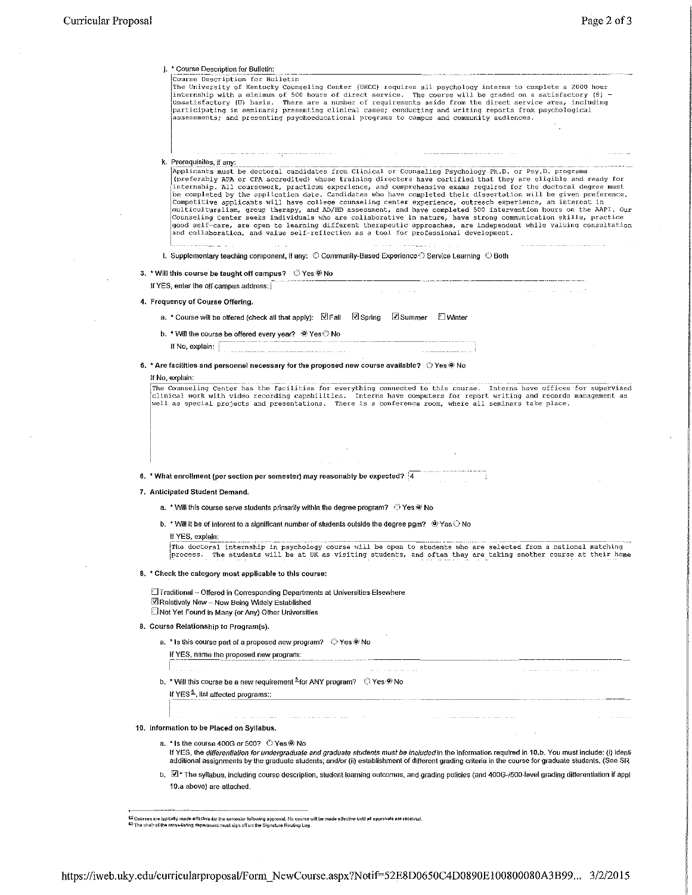j. * Course Description for Bulletin:

Course Description for Bulletin
The University of Kentucky Counseling Center (UKCC) requires all psychology interns to complete a 2000 hour internship with a minimum of 500 hours of direct service. The course will be graded on a satisfactory (S) – unsatisfactory (U) basis. There are a number of requirements aside from the direct service area, including participating in seminars; presenting clinical cases; conducting and writing reports from psychological assessments; and presenting psychoeducational programs to campus and community audiences.

k. Prerequisites, if any:

Applicants must be doctoral candidates from Clinical or Counseling Psychology Ph.D. or Psy.D. programs (preferably APA or CPA accredited) whose training directors have certified that they are eligible and ready for internship. All coursework, practicum experience, and comprehensive exams required for the doctoral degree must be completed by the application date. Candidates who have completed their dissertation will be given preference. Competitive applicants will have college counseling center experience, outreach experience, an interest in multiculturalism, group therapy, and AD/HD assessment, and have completed 500 intervention hours on the AAPI. Our Counseling Center seeks individuals who are collaborative in nature, have strong communication skills, practice good self-care, are open to learning different therapeutic approaches, are independent while valuing consultation and collaboration, and value self-reflection as a tool for professional development.

l. Supplementary teaching component, if any: ○ Community-Based Experience ○ Service Learning ○ Both

3. **\* Will this course be taught off campus?** ○ Yes ◉ No

If YES, enter the off campus address:

4. **Frequency of Course Offering.**

a. * Course will be offered (check all that apply): ☑ Fall ☑ Spring ☑ Summer ☐ Winter

b. * Will the course be offered every year? ◉ Yes ○ No

If No, explain:

5. **\* Are facilities and personnel necessary for the proposed new course available?** ○ Yes ◉ No

If No, explain:

The Counseling Center has the facilities for everything connected to this course. Interns have offices for supervised clinical work with video recording capabilities. Interns have computers for report writing and records management as well as special projects and presentations. There is a conference room, where all seminars take place.

6. **\* What enrollment (per section per semester) may reasonably be expected?** 4

7. **Anticipated Student Demand.**

a. * Will this course serve students primarily within the degree program? ○ Yes ◉ No

b. * Will it be of interest to a significant number of students outside the degree pgm? ◉ Yes ○ No

If YES, explain:

The doctoral internship in psychology course will be open to students who are selected from a national matching process. The students will be at UK as visiting students, and often they are taking another course at their home

8. **\* Check the category most applicable to this course:**

☐ Traditional – Offered in Corresponding Departments at Universities Elsewhere
☑ Relatively New – Now Being Widely Established
☐ Not Yet Found in Many (or Any) Other Universities

9. **Course Relationship to Program(s).**

a. * Is this course part of a proposed new program? ○ Yes ◉ No

If YES, name the proposed new program:

b. * Will this course be a new requirement[5] for ANY program? ○ Yes ◉ No

If YES[5], list affected programs::

10. **Information to be Placed on Syllabus.**

a. * Is the course 400G or 500? ○ Yes ◉ No

If YES, the *differentiation for undergraduate and graduate students must be included* in the information required in 10.b. You must include: (i) identi additional assignments by the graduate students; and/or (ii) establishment of different grading criteria in the course for graduate students. (See SR

b. ☑ * The syllabus, including course description, student learning outcomes, and grading policies (and 400G-/500-level grading differentiation if appl 10.a above) are attached.

---

[4] Courses are typically made effective for the semester following approval. No course will be made effective until all approvals are received.
[5] The chair of the cross-listing department must sign off on the Signature Routing Log.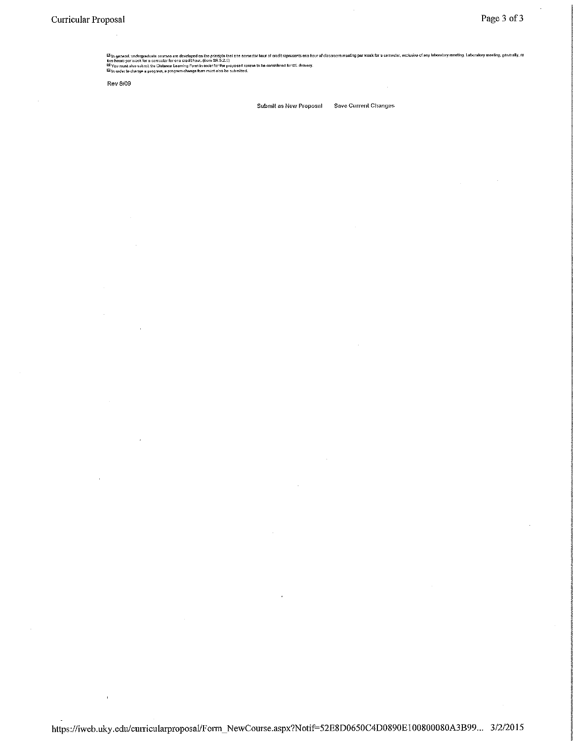[1] In general, undergraduate courses are developed on the principle that one semester hour of credit represents one hour of classroom meeting per week for a semester, exclusive of any laboratory meeting. Laboratory meeting, generally, re two hours per week for a semester for one credit hour. (from SR 5.2.1)

[2] You must also submit the Distance Learning Form in order for the proposed course to be considered for DL delivery.

[3] In order to change a program, a program change form must also be submitted.

Rev 8/09

Submit as New Proposal     Save Current Changes

https://iweb.uky.edu/curricularproposal/Form_NewCourse.aspx?Notif=52E8D0650C4D0890E100800080A3B99... 3/2/2015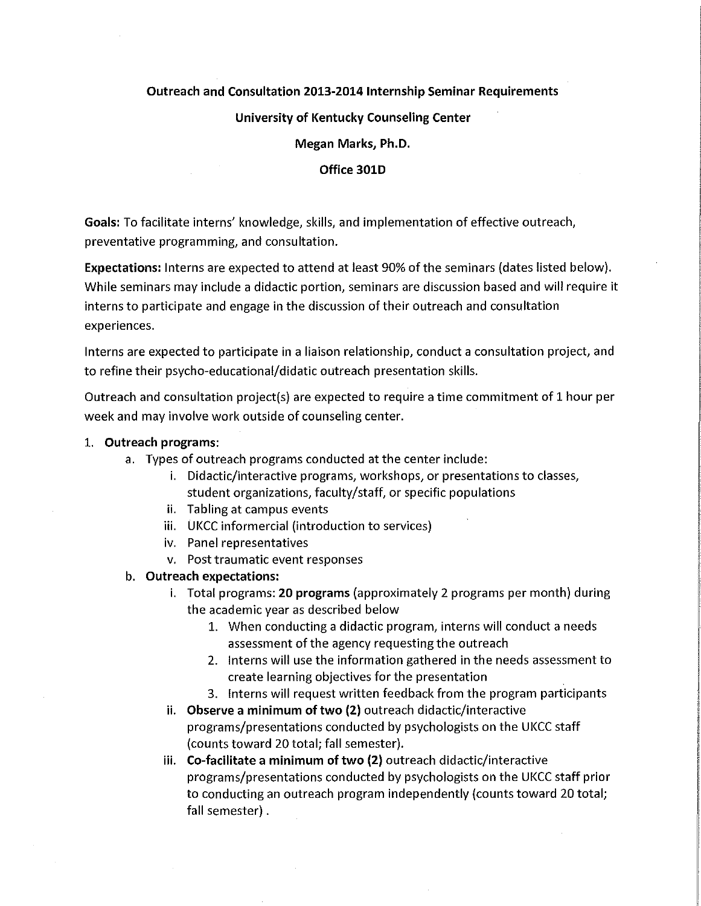**Outreach and Consultation 2013-2014 Internship Seminar Requirements**

**University of Kentucky Counseling Center**

**Megan Marks, Ph.D.**

**Office 301D**

**Goals:** To facilitate interns' knowledge, skills, and implementation of effective outreach, preventative programming, and consultation.

**Expectations:** Interns are expected to attend at least 90% of the seminars (dates listed below). While seminars may include a didactic portion, seminars are discussion based and will require it interns to participate and engage in the discussion of their outreach and consultation experiences.

Interns are expected to participate in a liaison relationship, conduct a consultation project, and to refine their psycho-educational/didatic outreach presentation skills.

Outreach and consultation project(s) are expected to require a time commitment of 1 hour per week and may involve work outside of counseling center.

1. **Outreach programs**:
   a. Types of outreach programs conducted at the center include:
      i. Didactic/interactive programs, workshops, or presentations to classes, student organizations, faculty/staff, or specific populations
      ii. Tabling at campus events
      iii. UKCC informercial (introduction to services)
      iv. Panel representatives
      v. Post traumatic event responses
   b. **Outreach expectations:**
      i. Total programs: **20 programs** (approximately 2 programs per month) during the academic year as described below
         1. When conducting a didactic program, interns will conduct a needs assessment of the agency requesting the outreach
         2. Interns will use the information gathered in the needs assessment to create learning objectives for the presentation
         3. Interns will request written feedback from the program participants
      ii. **Observe a minimum of two (2)** outreach didactic/interactive programs/presentations conducted by psychologists on the UKCC staff (counts toward 20 total; fall semester).
      iii. **Co-facilitate a minimum of two (2)** outreach didactic/interactive programs/presentations conducted by psychologists on the UKCC staff prior to conducting an outreach program independently (counts toward 20 total; fall semester) .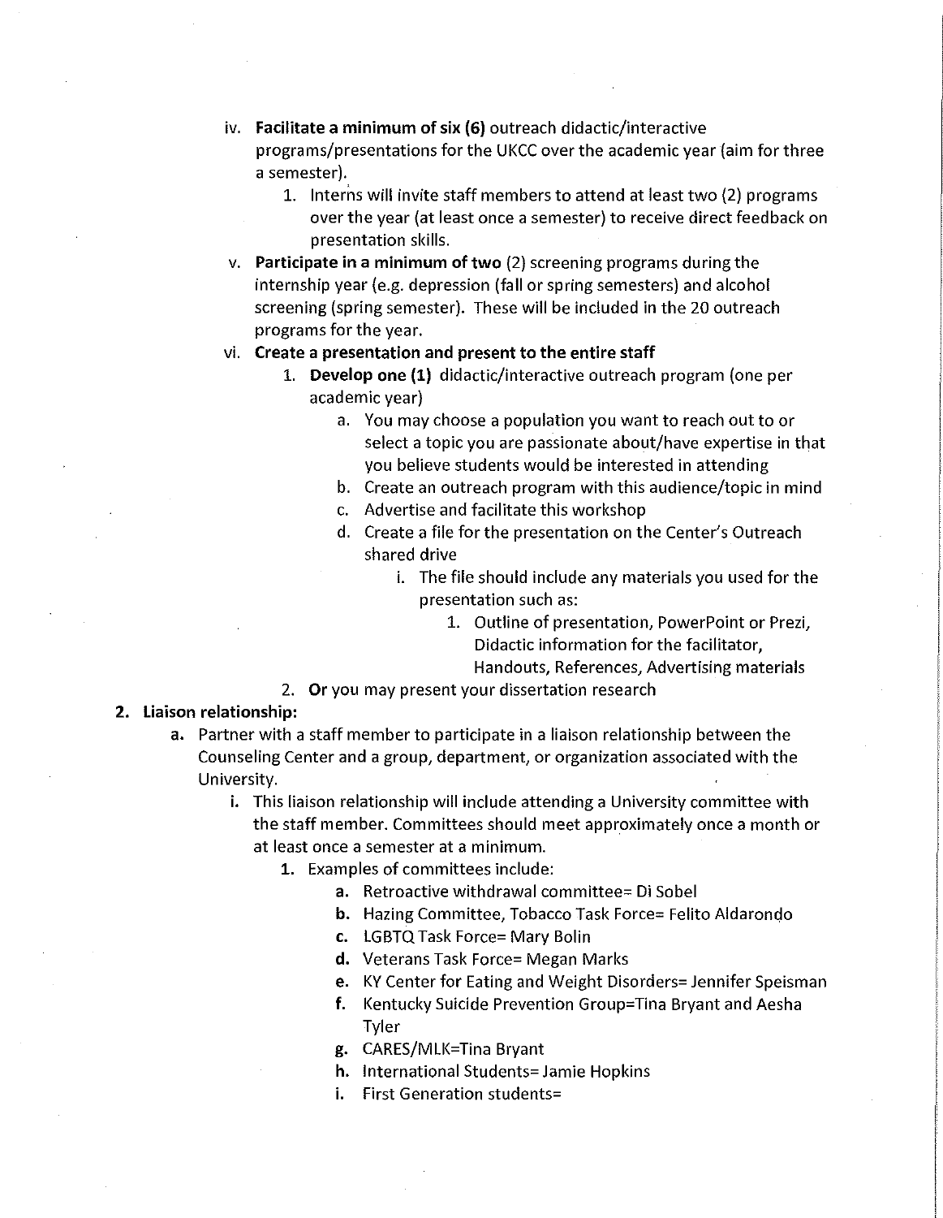iv. **Facilitate a minimum of six (6)** outreach didactic/interactive programs/presentations for the UKCC over the academic year (aim for three a semester).
      1. Interns will invite staff members to attend at least two (2) programs over the year (at least once a semester) to receive direct feedback on presentation skills.
   v. **Participate in a minimum of two** (2) screening programs during the internship year (e.g. depression (fall or spring semesters) and alcohol screening (spring semester). These will be included in the 20 outreach programs for the year.
   vi. **Create a presentation and present to the entire staff**
      1. **Develop one (1)** didactic/interactive outreach program (one per academic year)
         a. You may choose a population you want to reach out to or select a topic you are passionate about/have expertise in that you believe students would be interested in attending
         b. Create an outreach program with this audience/topic in mind
         c. Advertise and facilitate this workshop
         d. Create a file for the presentation on the Center's Outreach shared drive
            i. The file should include any materials you used for the presentation such as:
               1. Outline of presentation, PowerPoint or Prezi, Didactic information for the facilitator, Handouts, References, Advertising materials
      2. **Or** you may present your dissertation research

**2. Liaison relationship:**

   **a.** Partner with a staff member to participate in a liaison relationship between the Counseling Center and a group, department, or organization associated with the University.
      **i.** This liaison relationship will include attending a University committee with the staff member. Committees should meet approximately once a month or at least once a semester at a minimum.
         1. Examples of committees include:
            **a.** Retroactive withdrawal committee= Di Sobel
            **b.** Hazing Committee, Tobacco Task Force= Felito Aldarondo
            **c.** LGBTQ Task Force= Mary Bolin
            **d.** Veterans Task Force= Megan Marks
            **e.** KY Center for Eating and Weight Disorders= Jennifer Speisman
            **f.** Kentucky Suicide Prevention Group=Tina Bryant and Aesha Tyler
            **g.** CARES/MLK=Tina Bryant
            **h.** International Students= Jamie Hopkins
            **i.** First Generation students=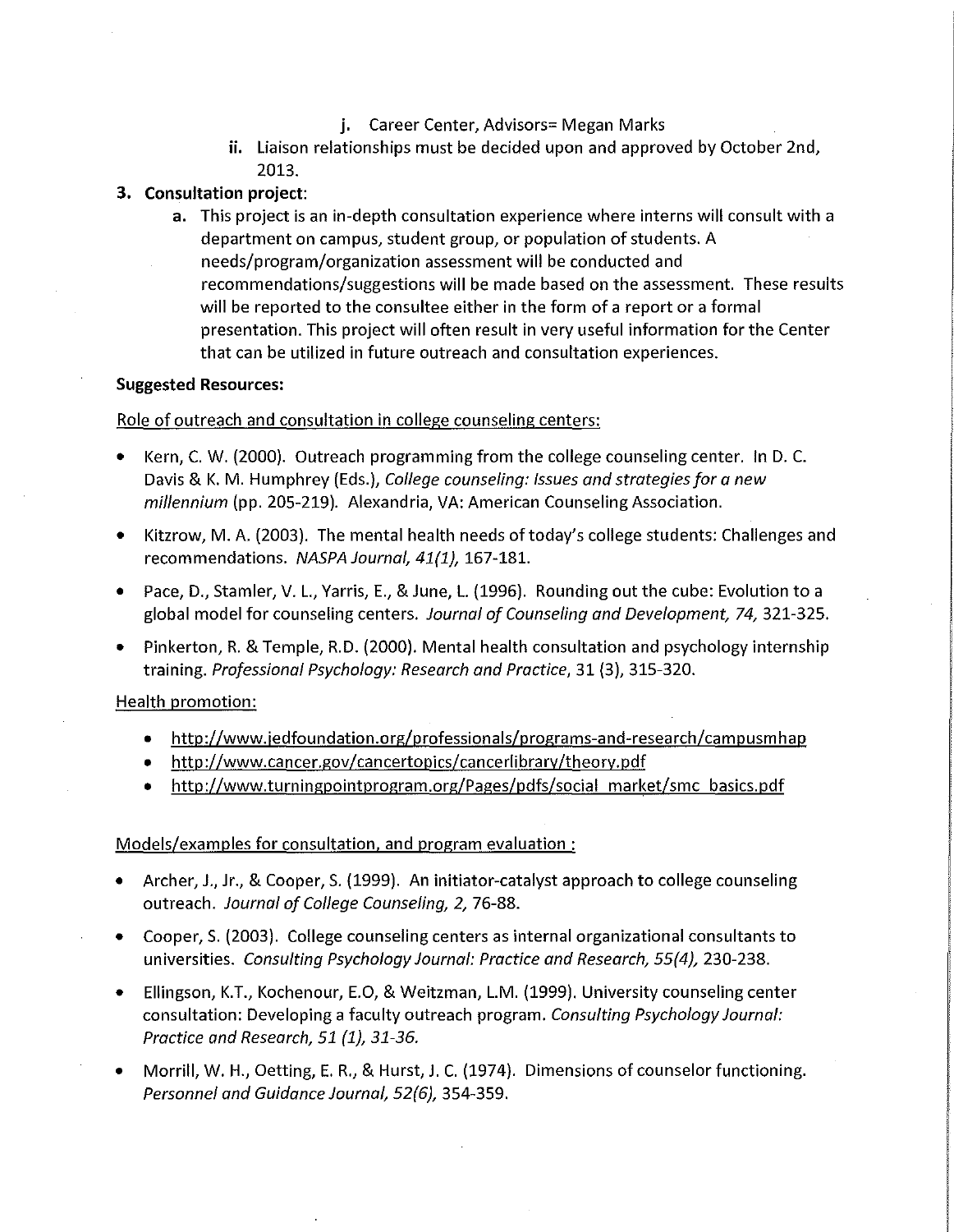j. Career Center, Advisors= Megan Marks

ii. Liaison relationships must be decided upon and approved by October 2nd, 2013.

**3. Consultation project**:

a. This project is an in-depth consultation experience where interns will consult with a department on campus, student group, or population of students. A needs/program/organization assessment will be conducted and recommendations/suggestions will be made based on the assessment. These results will be reported to the consultee either in the form of a report or a formal presentation. This project will often result in very useful information for the Center that can be utilized in future outreach and consultation experiences.

**Suggested Resources:**

Role of outreach and consultation in college counseling centers:

- Kern, C. W. (2000). Outreach programming from the college counseling center. In D. C. Davis & K. M. Humphrey (Eds.), *College counseling: Issues and strategies for a new millennium* (pp. 205-219). Alexandria, VA: American Counseling Association.
- Kitzrow, M. A. (2003). The mental health needs of today's college students: Challenges and recommendations. *NASPA Journal, 41(1)*, 167-181.
- Pace, D., Stamler, V. L., Yarris, E., & June, L. (1996). Rounding out the cube: Evolution to a global model for counseling centers. *Journal of Counseling and Development, 74*, 321-325.
- Pinkerton, R. & Temple, R.D. (2000). Mental health consultation and psychology internship training. *Professional Psychology: Research and Practice*, 31 (3), 315-320.

Health promotion:

- http://www.jedfoundation.org/professionals/programs-and-research/campusmhap
- http://www.cancer.gov/cancertopics/cancerlibrary/theory.pdf
- http://www.turningpointprogram.org/Pages/pdfs/social_market/smc_basics.pdf

Models/examples for consultation, and program evaluation :

- Archer, J., Jr., & Cooper, S. (1999). An initiator-catalyst approach to college counseling outreach. *Journal of College Counseling, 2*, 76-88.
- Cooper, S. (2003). College counseling centers as internal organizational consultants to universities. *Consulting Psychology Journal: Practice and Research, 55(4)*, 230-238.
- Ellingson, K.T., Kochenour, E.O, & Weitzman, L.M. (1999). University counseling center consultation: Developing a faculty outreach program. *Consulting Psychology Journal: Practice and Research, 51 (1), 31-36.*
- Morrill, W. H., Oetting, E. R., & Hurst, J. C. (1974). Dimensions of counselor functioning. *Personnel and Guidance Journal, 52(6)*, 354-359.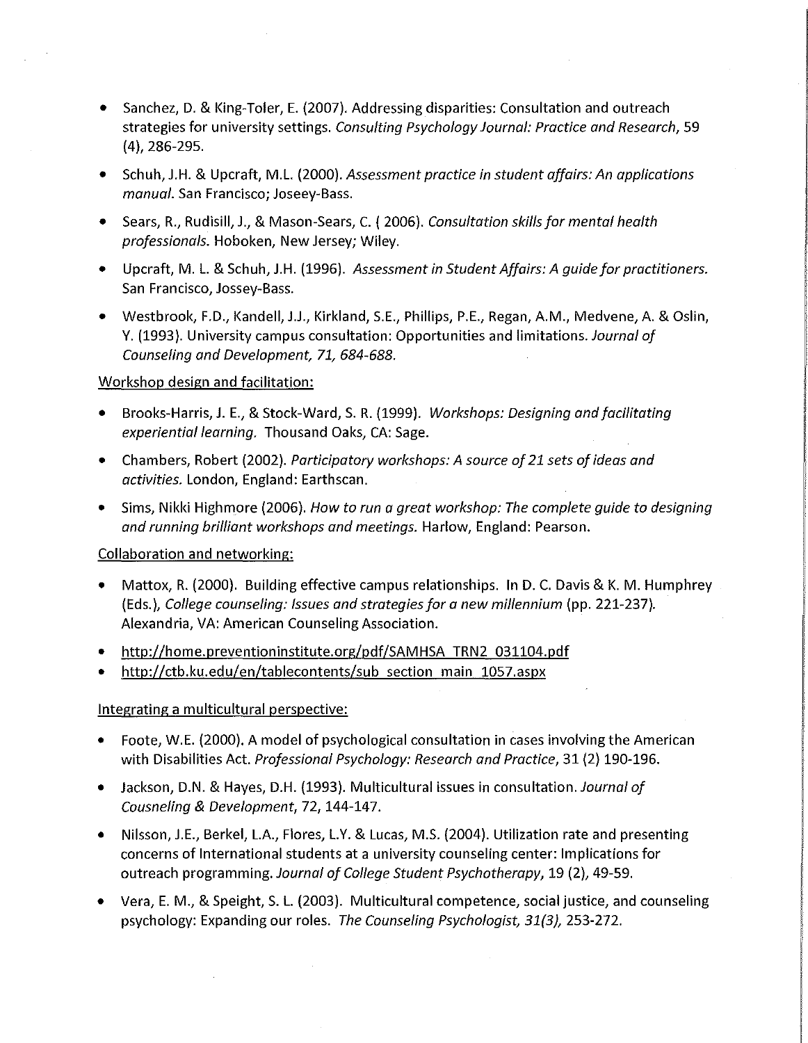- Sanchez, D. & King-Toler, E. (2007). Addressing disparities: Consultation and outreach strategies for university settings. *Consulting Psychology Journal: Practice and Research*, 59 (4), 286-295.
- Schuh, J.H. & Upcraft, M.L. (2000). *Assessment practice in student affairs: An applications manual*. San Francisco; Joseey-Bass.
- Sears, R., Rudisill, J., & Mason-Sears, C. ( 2006). *Consultation skills for mental health professionals*. Hoboken, New Jersey; Wiley.
- Upcraft, M. L. & Schuh, J.H. (1996). *Assessment in Student Affairs: A guide for practitioners.* San Francisco, Jossey-Bass.
- Westbrook, F.D., Kandell, J.J., Kirkland, S.E., Phillips, P.E., Regan, A.M., Medvene, A. & Oslin, Y. (1993). University campus consultation: Opportunities and limitations. *Journal of Counseling and Development, 71, 684-688.*

Workshop design and facilitation:

- Brooks-Harris, J. E., & Stock-Ward, S. R. (1999). *Workshops: Designing and facilitating experiential learning.* Thousand Oaks, CA: Sage.
- Chambers, Robert (2002). *Participatory workshops: A source of 21 sets of ideas and activities.* London, England: Earthscan.
- Sims, Nikki Highmore (2006). *How to run a great workshop: The complete guide to designing and running brilliant workshops and meetings.* Harlow, England: Pearson.

Collaboration and networking:

- Mattox, R. (2000). Building effective campus relationships. In D. C. Davis & K. M. Humphrey (Eds.), *College counseling: Issues and strategies for a new millennium* (pp. 221-237). Alexandria, VA: American Counseling Association.
- http://home.preventioninstitute.org/pdf/SAMHSA_TRN2_031104.pdf
- http://ctb.ku.edu/en/tablecontents/sub_section_main_1057.aspx

Integrating a multicultural perspective:

- Foote, W.E. (2000). A model of psychological consultation in cases involving the American with Disabilities Act. *Professional Psychology: Research and Practice*, 31 (2) 190-196.
- Jackson, D.N. & Hayes, D.H. (1993). Multicultural issues in consultation. *Journal of Cousneling & Development*, 72, 144-147.
- Nilsson, J.E., Berkel, L.A., Flores, L.Y. & Lucas, M.S. (2004). Utilization rate and presenting concerns of International students at a university counseling center: Implications for outreach programming. *Journal of College Student Psychotherapy*, 19 (2), 49-59.
- Vera, E. M., & Speight, S. L. (2003). Multicultural competence, social justice, and counseling psychology: Expanding our roles. *The Counseling Psychologist, 31(3),* 253-272.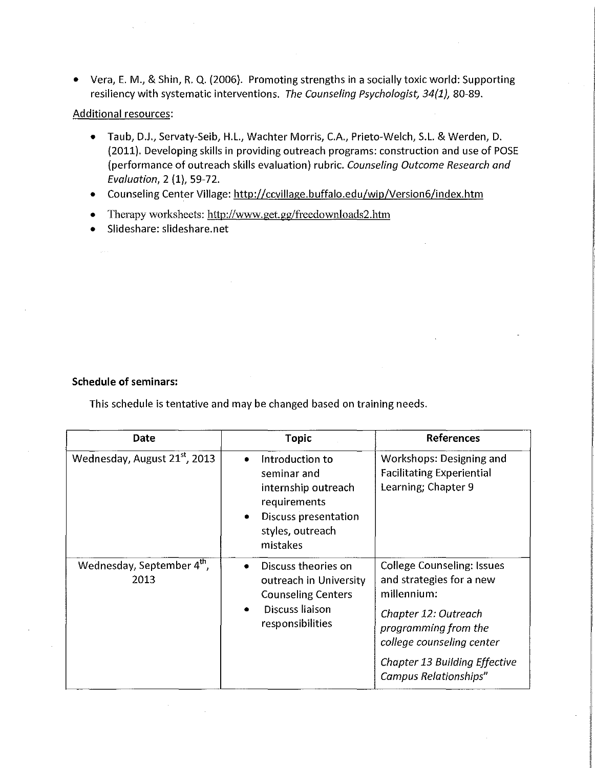- Vera, E. M., & Shin, R. Q. (2006). Promoting strengths in a socially toxic world: Supporting resiliency with systematic interventions. *The Counseling Psychologist, 34(1),* 80-89.

Additional resources:

- Taub, D.J., Servaty-Seib, H.L., Wachter Morris, C.A., Prieto-Welch, S.L. & Werden, D. (2011). Developing skills in providing outreach programs: construction and use of POSE (performance of outreach skills evaluation) rubric. *Counseling Outcome Research and Evaluation*, 2 (1), 59-72.
- Counseling Center Village: http://ccvillage.buffalo.edu/wip/Version6/index.htm
- Therapy worksheets: http://www.get.gg/freedownloads2.htm
- Slideshare: slideshare.net

**Schedule of seminars:**

This schedule is tentative and may be changed based on training needs.

| Date | Topic | References |
| --- | --- | --- |
| Wednesday, August 21st, 2013 | • Introduction to seminar and internship outreach requirements<br>• Discuss presentation styles, outreach mistakes | Workshops: Designing and Facilitating Experiential Learning; Chapter 9 |
| Wednesday, September 4th, 2013 | • Discuss theories on outreach in University Counseling Centers<br>• Discuss liaison responsibilities | College Counseling: Issues and strategies for a new millennium:<br>*Chapter 12: Outreach programming from the college counseling center*<br>*Chapter 13 Building Effective Campus Relationships"* |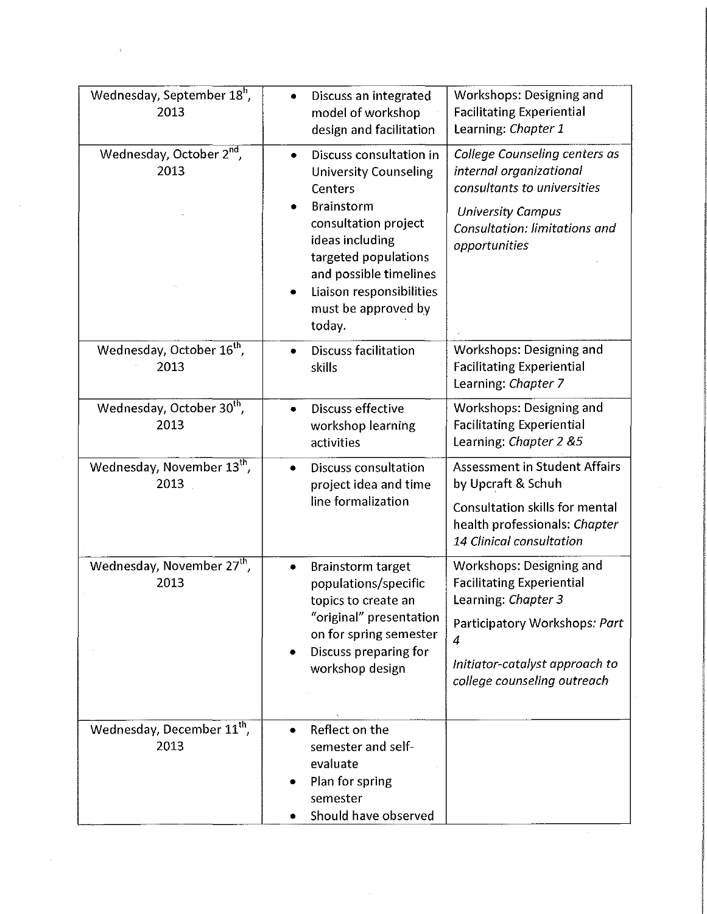| | | |
|---|---|---|
| Wednesday, September 18h, 2013 | • Discuss an integrated model of workshop design and facilitation | Workshops: Designing and Facilitating Experiential Learning: *Chapter 1* |
| Wednesday, October 2nd, 2013 | • Discuss consultation in University Counseling Centers<br>• Brainstorm consultation project ideas including targeted populations and possible timelines<br>• Liaison responsibilities must be approved by today. | *College Counseling centers as internal organizational consultants to universities*<br>*University Campus Consultation: limitations and opportunities* |
| Wednesday, October 16th, 2013 | • Discuss facilitation skills | Workshops: Designing and Facilitating Experiential Learning: *Chapter 7* |
| Wednesday, October 30th, 2013 | • Discuss effective workshop learning activities | Workshops: Designing and Facilitating Experiential Learning: *Chapter 2 &5* |
| Wednesday, November 13th, 2013 | • Discuss consultation project idea and time line formalization | Assessment in Student Affairs by Upcraft & Schuh<br>Consultation skills for mental health professionals: *Chapter 14 Clinical consultation* |
| Wednesday, November 27th, 2013 | • Brainstorm target populations/specific topics to create an "original" presentation on for spring semester<br>• Discuss preparing for workshop design | Workshops: Designing and Facilitating Experiential Learning: *Chapter 3*<br>Participatory Workshops: *Part 4*<br>*Initiator-catalyst approach to college counseling outreach* |
| Wednesday, December 11th, 2013 | • Reflect on the semester and self-evaluate<br>• Plan for spring semester<br>• Should have observed | |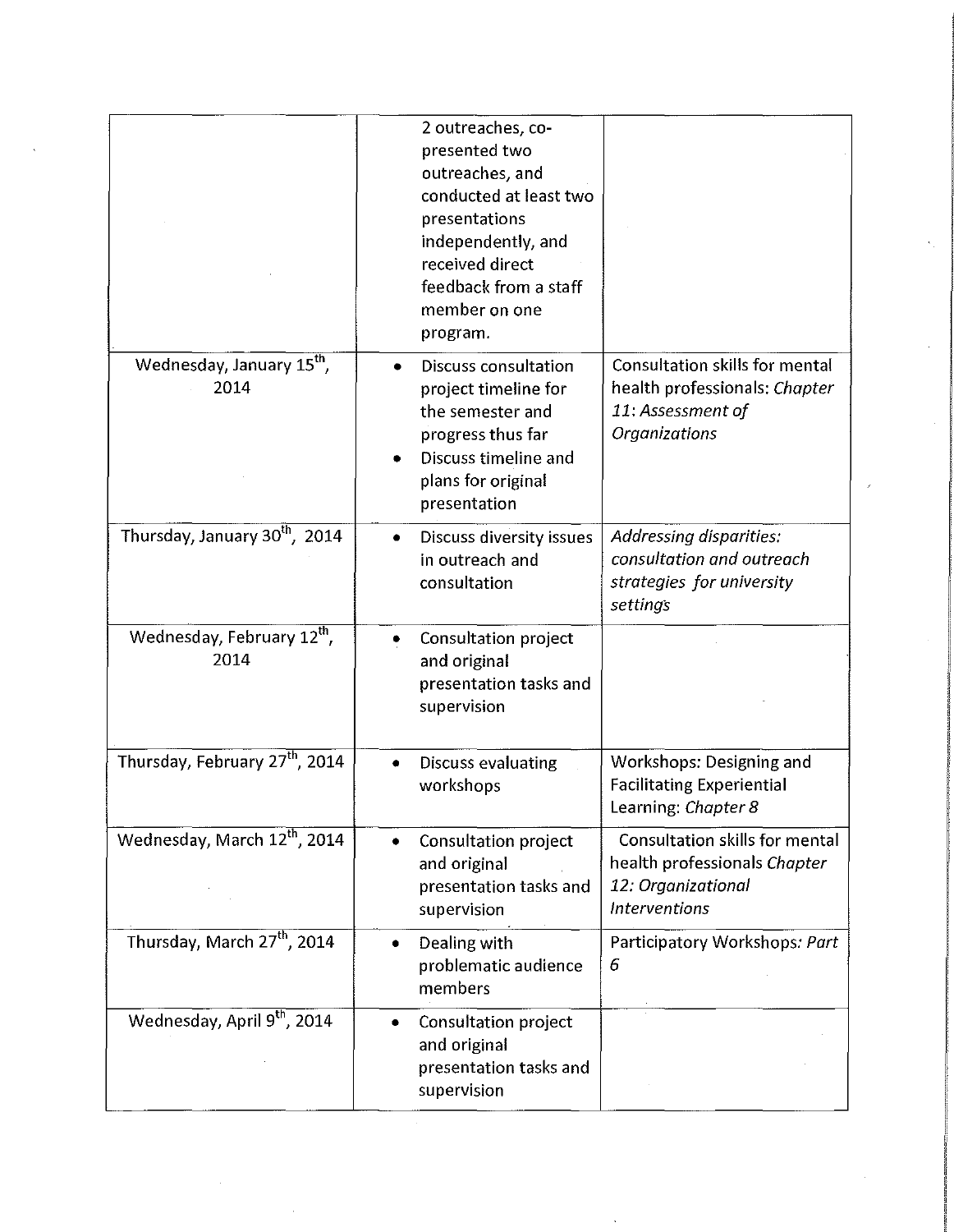| | | |
|---|---|---|
| | 2 outreaches, co-presented two outreaches, and conducted at least two presentations independently, and received direct feedback from a staff member on one program. | |
| Wednesday, January 15th, 2014 | • Discuss consultation project timeline for the semester and progress thus far<br>• Discuss timeline and plans for original presentation | Consultation skills for mental health professionals: *Chapter 11: Assessment of Organizations* |
| Thursday, January 30th, 2014 | • Discuss diversity issues in outreach and consultation | *Addressing disparities: consultation and outreach strategies for university settings* |
| Wednesday, February 12th, 2014 | • Consultation project and original presentation tasks and supervision | |
| Thursday, February 27th, 2014 | • Discuss evaluating workshops | Workshops: Designing and Facilitating Experiential Learning: *Chapter 8* |
| Wednesday, March 12th, 2014 | • Consultation project and original presentation tasks and supervision | Consultation skills for mental health professionals *Chapter 12: Organizational Interventions* |
| Thursday, March 27th, 2014 | • Dealing with problematic audience members | Participatory Workshops*: Part 6* |
| Wednesday, April 9th, 2014 | • Consultation project and original presentation tasks and supervision | |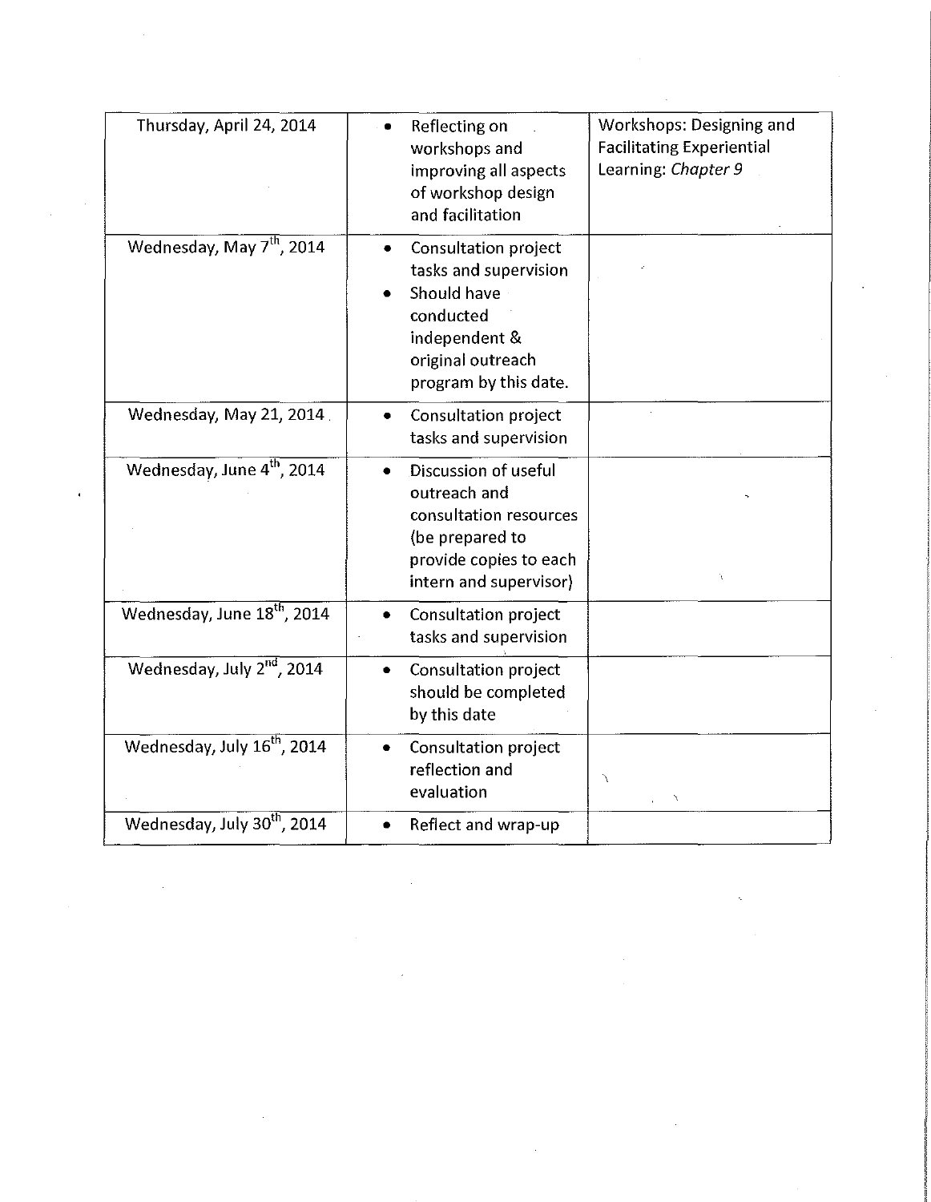| | | |
|---|---|---|
| Thursday, April 24, 2014 | • Reflecting on workshops and improving all aspects of workshop design and facilitation | Workshops: Designing and Facilitating Experiential Learning: *Chapter 9* |
| Wednesday, May 7th, 2014 | • Consultation project tasks and supervision<br>• Should have conducted independent & original outreach program by this date. | |
| Wednesday, May 21, 2014 | • Consultation project tasks and supervision | |
| Wednesday, June 4th, 2014 | • Discussion of useful outreach and consultation resources (be prepared to provide copies to each intern and supervisor) | |
| Wednesday, June 18th, 2014 | • Consultation project tasks and supervision | |
| Wednesday, July 2nd, 2014 | • Consultation project should be completed by this date | |
| Wednesday, July 16th, 2014 | • Consultation project reflection and evaluation | |
| Wednesday, July 30th, 2014 | • Reflect and wrap-up | |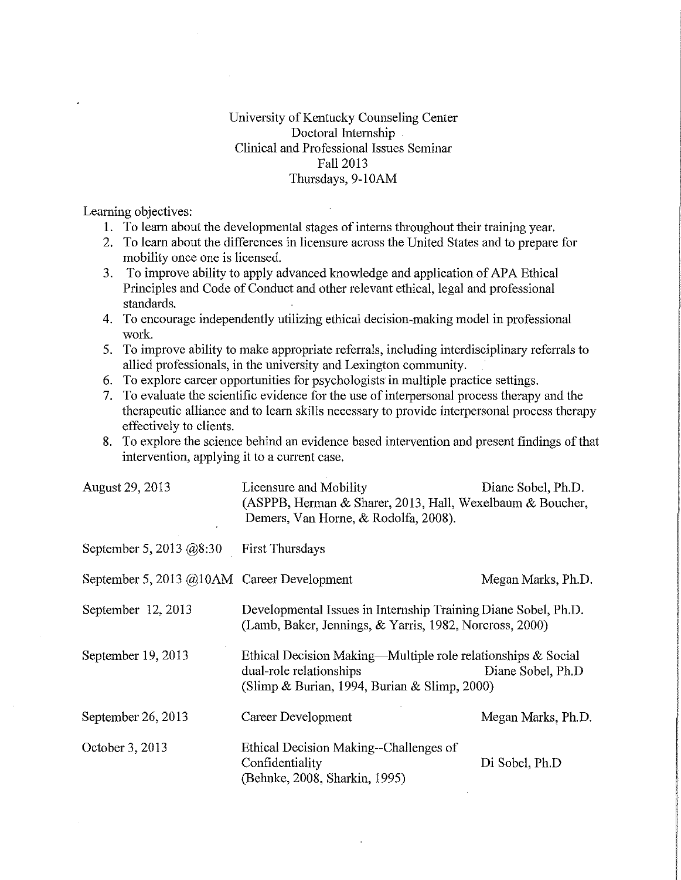University of Kentucky Counseling Center
Doctoral Internship
Clinical and Professional Issues Seminar
Fall 2013
Thursdays, 9-10AM

Learning objectives:

1. To learn about the developmental stages of interns throughout their training year.
2. To learn about the differences in licensure across the United States and to prepare for mobility once one is licensed.
3. To improve ability to apply advanced knowledge and application of APA Ethical Principles and Code of Conduct and other relevant ethical, legal and professional standards.
4. To encourage independently utilizing ethical decision-making model in professional work.
5. To improve ability to make appropriate referrals, including interdisciplinary referrals to allied professionals, in the university and Lexington community.
6. To explore career opportunities for psychologists in multiple practice settings.
7. To evaluate the scientific evidence for the use of interpersonal process therapy and the therapeutic alliance and to learn skills necessary to provide interpersonal process therapy effectively to clients.
8. To explore the science behind an evidence based intervention and present findings of that intervention, applying it to a current case.

| Date | Topic | Presenter |
|---|---|---|
| August 29, 2013 | Licensure and Mobility (ASPPB, Herman & Sharer, 2013, Hall, Wexelbaum & Boucher, Demers, Van Horne, & Rodolfa, 2008). | Diane Sobel, Ph.D. |
| September 5, 2013 @8:30 | First Thursdays | |
| September 5, 2013 @10AM | Career Development | Megan Marks, Ph.D. |
| September 12, 2013 | Developmental Issues in Internship Training (Lamb, Baker, Jennings, & Yarris, 1982, Norcross, 2000) | Diane Sobel, Ph.D. |
| September 19, 2013 | Ethical Decision Making—Multiple role relationships & Social dual-role relationships (Slimp & Burian, 1994, Burian & Slimp, 2000) | Diane Sobel, Ph.D |
| September 26, 2013 | Career Development | Megan Marks, Ph.D. |
| October 3, 2013 | Ethical Decision Making--Challenges of Confidentiality (Behnke, 2008, Sharkin, 1995) | Di Sobel, Ph.D |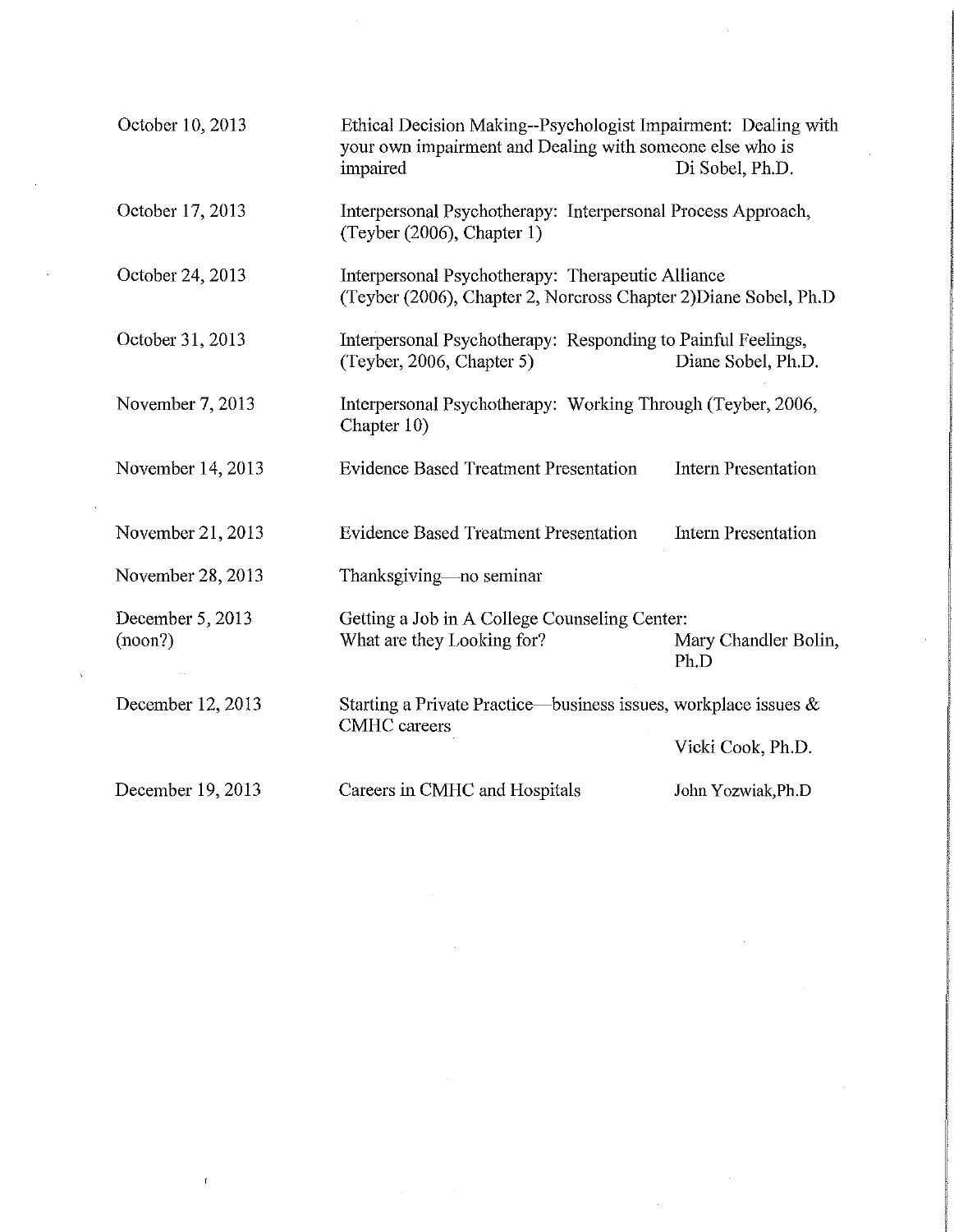| | | |
|---|---|---|
| October 10, 2013 | Ethical Decision Making--Psychologist Impairment: Dealing with your own impairment and Dealing with someone else who is impaired | Di Sobel, Ph.D. |
| October 17, 2013 | Interpersonal Psychotherapy: Interpersonal Process Approach, (Teyber (2006), Chapter 1) | |
| October 24, 2013 | Interpersonal Psychotherapy: Therapeutic Alliance (Teyber (2006), Chapter 2, Norcross Chapter 2) | Diane Sobel, Ph.D |
| October 31, 2013 | Interpersonal Psychotherapy: Responding to Painful Feelings, (Teyber, 2006, Chapter 5) | Diane Sobel, Ph.D. |
| November 7, 2013 | Interpersonal Psychotherapy: Working Through (Teyber, 2006, Chapter 10) | |
| November 14, 2013 | Evidence Based Treatment Presentation | Intern Presentation |
| November 21, 2013 | Evidence Based Treatment Presentation | Intern Presentation |
| November 28, 2013 | Thanksgiving—no seminar | |
| December 5, 2013 (noon?) | Getting a Job in A College Counseling Center: What are they Looking for? | Mary Chandler Bolin, Ph.D |
| December 12, 2013 | Starting a Private Practice—business issues, workplace issues & CMHC careers | Vicki Cook, Ph.D. |
| December 19, 2013 | Careers in CMHC and Hospitals | John Yozwiak,Ph.D |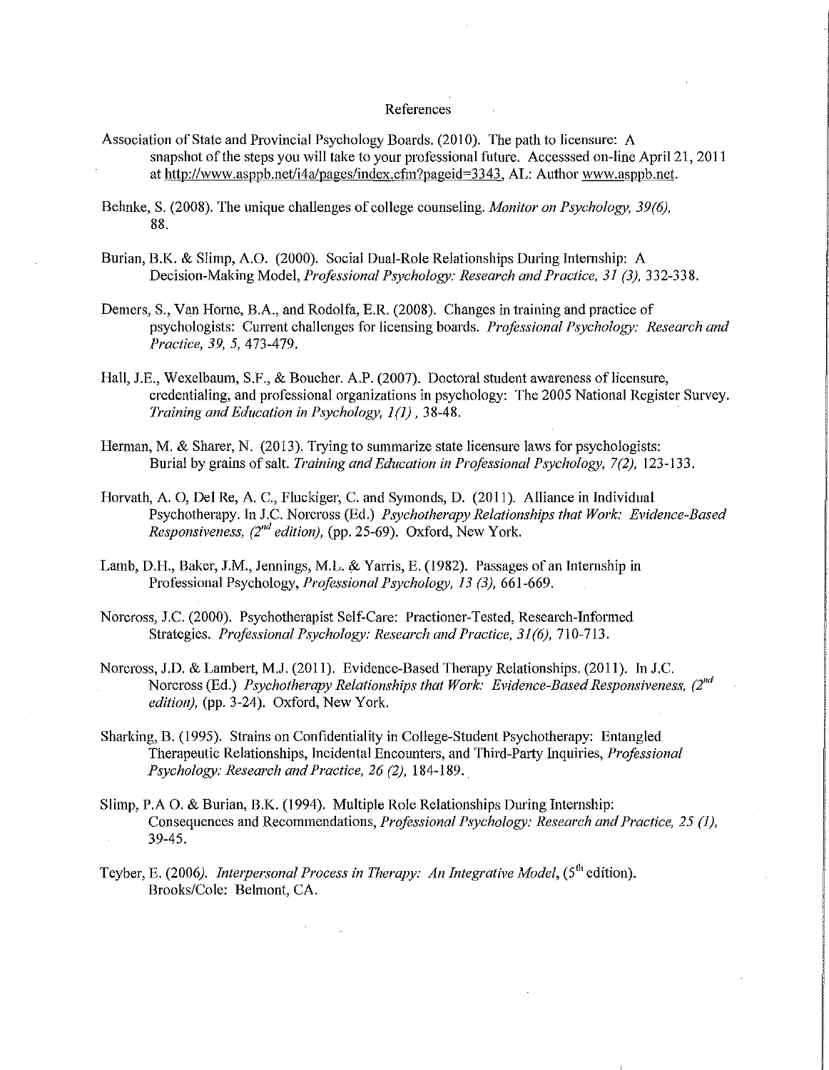# References

Association of State and Provincial Psychology Boards. (2010). The path to licensure: A snapshot of the steps you will take to your professional future. Accesssed on-line April 21, 2011 at http://www.asppb.net/i4a/pages/index.cfm?pageid=3343, AL: Author www.asppb.net.

Behnke, S. (2008). The unique challenges of college counseling. *Monitor on Psychology, 39(6),* 88.

Burian, B.K. & Slimp, A.O. (2000). Social Dual-Role Relationships During Internship: A Decision-Making Model, *Professional Psychology: Research and Practice, 31 (3),* 332-338.

Demers, S., Van Horne, B.A., and Rodolfa, E.R. (2008). Changes in training and practice of psychologists: Current challenges for licensing boards. *Professional Psychology: Research and Practice, 39, 5,* 473-479.

Hall, J.E., Wexelbaum, S.F., & Boucher. A.P. (2007). Doctoral student awareness of licensure, credentialing, and professional organizations in psychology: The 2005 National Register Survey. *Training and Education in Psychology, 1(1)* , 38-48.

Herman, M. & Sharer, N. (2013). Trying to summarize state licensure laws for psychologists: Burial by grains of salt. *Training and Education in Professional Psychology, 7(2),* 123-133.

Horvath, A. O, Del Re, A. C., Fluckiger, C. and Symonds, D. (2011). Alliance in Individual Psychotherapy. In J.C. Norcross (Ed.) *Psychotherapy Relationships that Work: Evidence-Based Responsiveness, (2nd edition),* (pp. 25-69). Oxford, New York.

Lamb, D.H., Baker, J.M., Jennings, M.L. & Yarris, E. (1982). Passages of an Internship in Professional Psychology, *Professional Psychology, 13 (3),* 661-669.

Norcross, J.C. (2000). Psychotherapist Self-Care: Practioner-Tested, Research-Informed Strategies. *Professional Psychology: Research and Practice, 31(6),* 710-713.

Norcross, J.D. & Lambert, M.J. (2011). Evidence-Based Therapy Relationships. (2011). In J.C. Norcross (Ed.) *Psychotherapy Relationships that Work: Evidence-Based Responsiveness, (2nd edition),* (pp. 3-24). Oxford, New York.

Sharking, B. (1995). Strains on Confidentiality in College-Student Psychotherapy: Entangled Therapeutic Relationships, Incidental Encounters, and Third-Party Inquiries, *Professional Psychology: Research and Practice, 26 (2),* 184-189.

Slimp, P.A O. & Burian, B.K. (1994). Multiple Role Relationships During Internship: Consequences and Recommendations, *Professional Psychology: Research and Practice, 25 (1),* 39-45.

Teyber, E. (2006). *Interpersonal Process in Therapy: An Integrative Model,* (5th edition). Brooks/Cole: Belmont, CA.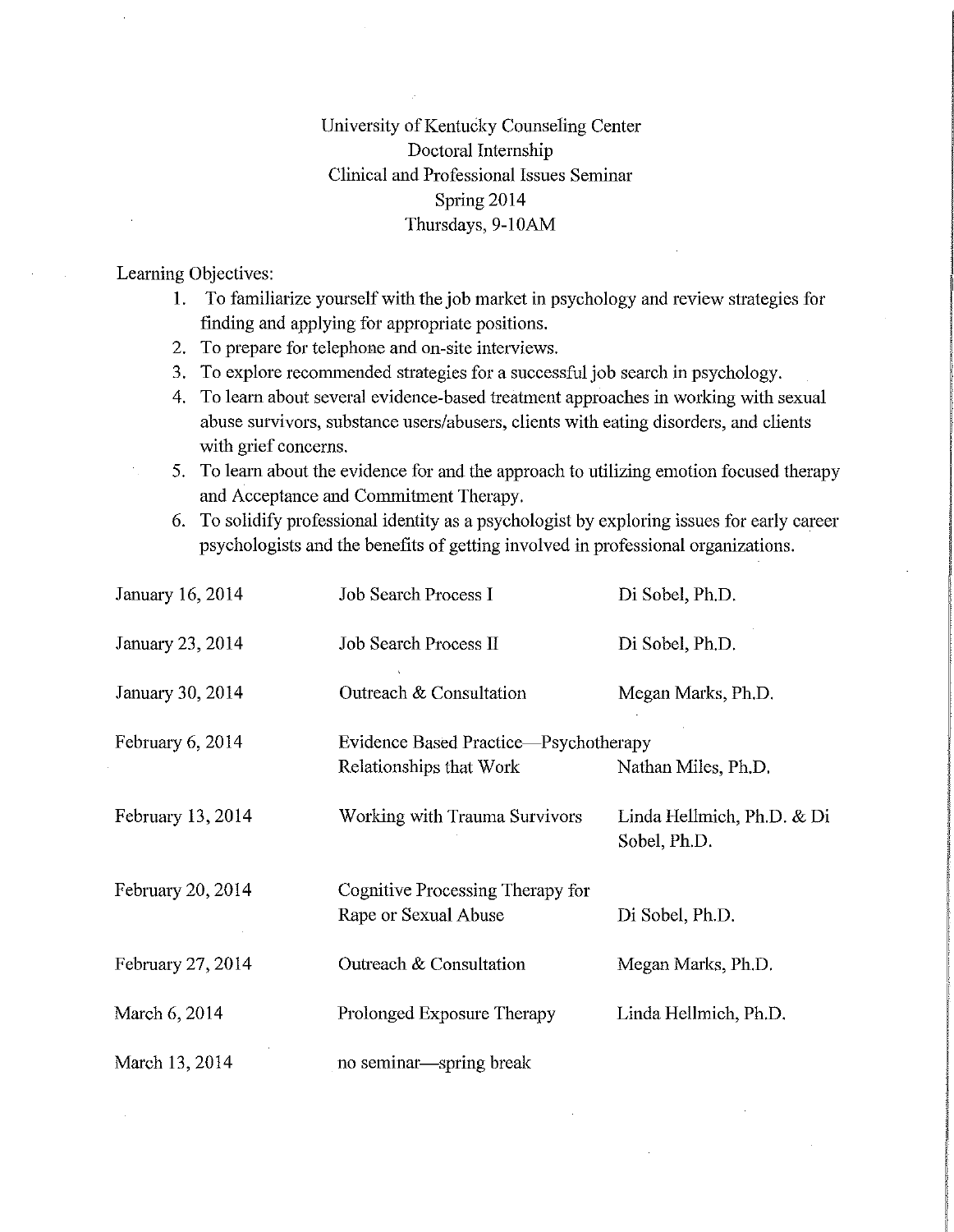University of Kentucky Counseling Center
Doctoral Internship
Clinical and Professional Issues Seminar
Spring 2014
Thursdays, 9-10AM

Learning Objectives:

1. To familiarize yourself with the job market in psychology and review strategies for finding and applying for appropriate positions.
2. To prepare for telephone and on-site interviews.
3. To explore recommended strategies for a successful job search in psychology.
4. To learn about several evidence-based treatment approaches in working with sexual abuse survivors, substance users/abusers, clients with eating disorders, and clients with grief concerns.
5. To learn about the evidence for and the approach to utilizing emotion focused therapy and Acceptance and Commitment Therapy.
6. To solidify professional identity as a psychologist by exploring issues for early career psychologists and the benefits of getting involved in professional organizations.

| Date | Topic | Presenter |
|---|---|---|
| January 16, 2014 | Job Search Process I | Di Sobel, Ph.D. |
| January 23, 2014 | Job Search Process II | Di Sobel, Ph.D. |
| January 30, 2014 | Outreach & Consultation | Megan Marks, Ph.D. |
| February 6, 2014 | Evidence Based Practice—Psychotherapy Relationships that Work | Nathan Miles, Ph.D. |
| February 13, 2014 | Working with Trauma Survivors | Linda Hellmich, Ph.D. & Di Sobel, Ph.D. |
| February 20, 2014 | Cognitive Processing Therapy for Rape or Sexual Abuse | Di Sobel, Ph.D. |
| February 27, 2014 | Outreach & Consultation | Megan Marks, Ph.D. |
| March 6, 2014 | Prolonged Exposure Therapy | Linda Hellmich, Ph.D. |
| March 13, 2014 | no seminar—spring break | |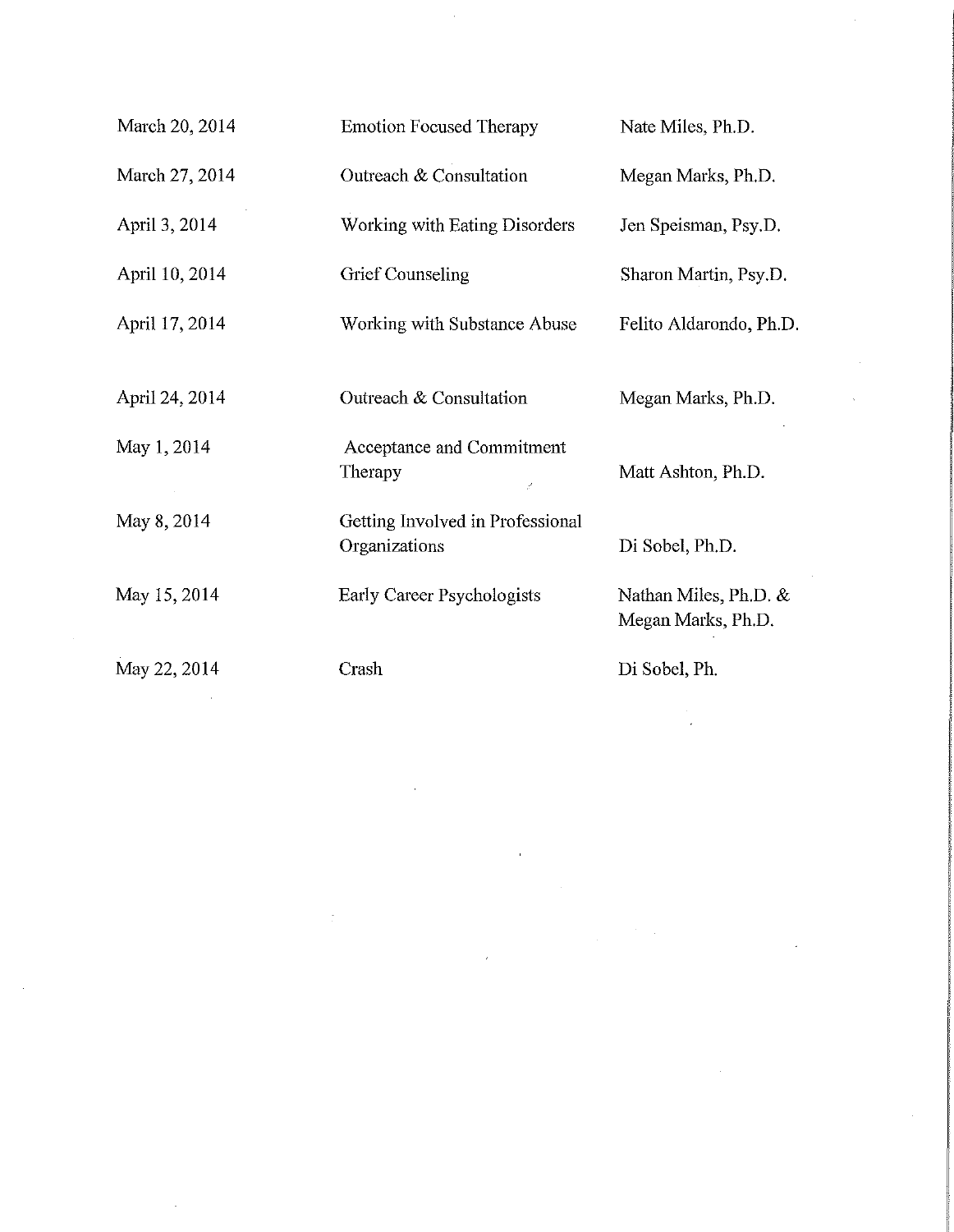| | | |
|---|---|---|
| March 20, 2014 | Emotion Focused Therapy | Nate Miles, Ph.D. |
| March 27, 2014 | Outreach & Consultation | Megan Marks, Ph.D. |
| April 3, 2014 | Working with Eating Disorders | Jen Speisman, Psy.D. |
| April 10, 2014 | Grief Counseling | Sharon Martin, Psy.D. |
| April 17, 2014 | Working with Substance Abuse | Felito Aldarondo, Ph.D. |
| April 24, 2014 | Outreach & Consultation | Megan Marks, Ph.D. |
| May 1, 2014 | Acceptance and Commitment Therapy | Matt Ashton, Ph.D. |
| May 8, 2014 | Getting Involved in Professional Organizations | Di Sobel, Ph.D. |
| May 15, 2014 | Early Career Psychologists | Nathan Miles, Ph.D. & Megan Marks, Ph.D. |
| May 22, 2014 | Crash | Di Sobel, Ph. |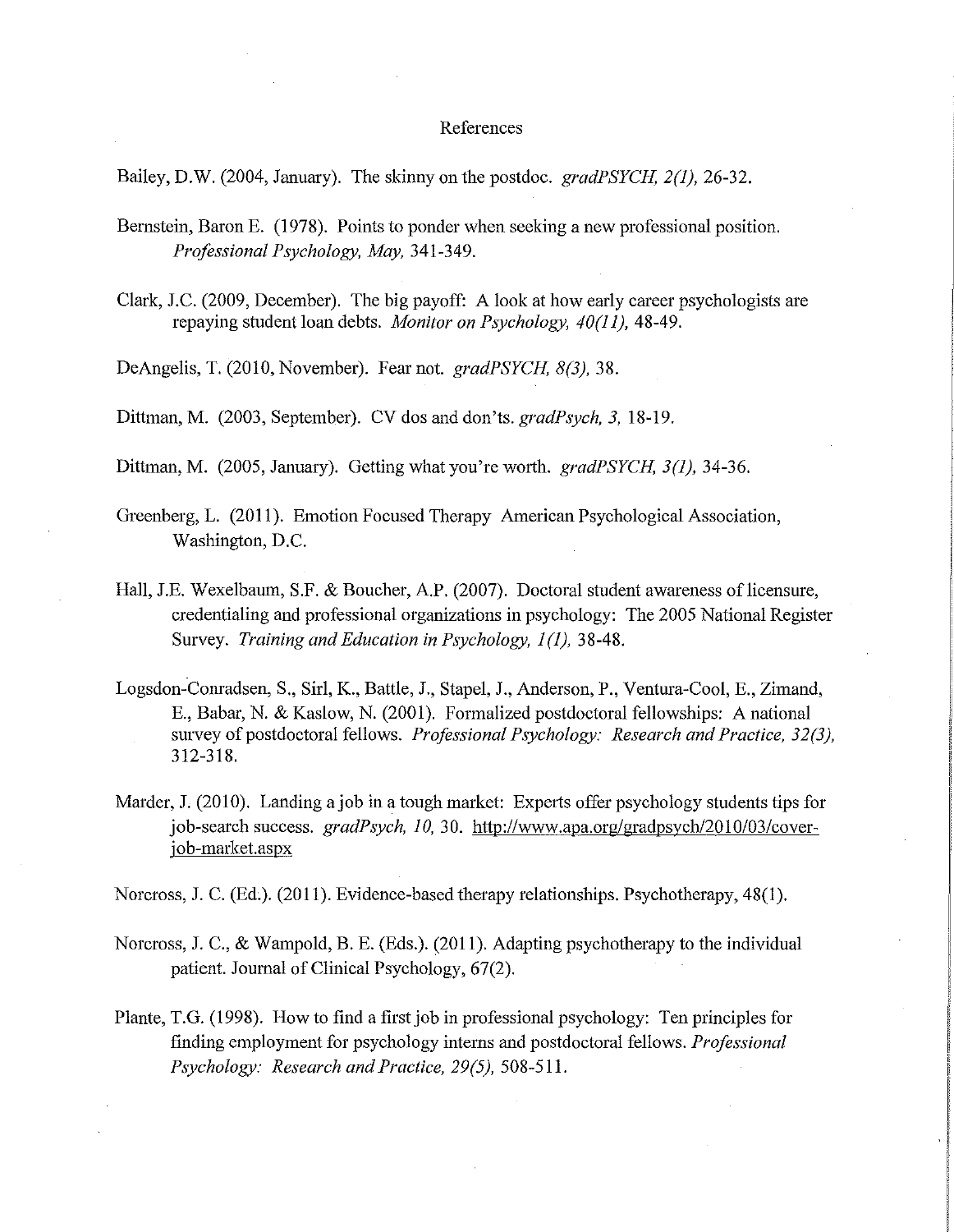# References

Bailey, D.W. (2004, January). The skinny on the postdoc. *gradPSYCH, 2(1),* 26-32.

Bernstein, Baron E. (1978). Points to ponder when seeking a new professional position. *Professional Psychology, May,* 341-349.

Clark, J.C. (2009, December). The big payoff: A look at how early career psychologists are repaying student loan debts. *Monitor on Psychology, 40(11),* 48-49.

DeAngelis, T. (2010, November). Fear not. *gradPSYCH, 8(3),* 38.

Dittman, M. (2003, September). CV dos and don'ts. *gradPsych, 3,* 18-19.

Dittman, M. (2005, January). Getting what you're worth. *gradPSYCH, 3(1),* 34-36.

Greenberg, L. (2011). Emotion Focused Therapy American Psychological Association, Washington, D.C.

Hall, J.E. Wexelbaum, S.F. & Boucher, A.P. (2007). Doctoral student awareness of licensure, credentialing and professional organizations in psychology: The 2005 National Register Survey. *Training and Education in Psychology, 1(1),* 38-48.

Logsdon-Conradsen, S., Sirl, K., Battle, J., Stapel, J., Anderson, P., Ventura-Cool, E., Zimand, E., Babar, N. & Kaslow, N. (2001). Formalized postdoctoral fellowships: A national survey of postdoctoral fellows. *Professional Psychology: Research and Practice, 32(3),* 312-318.

Marder, J. (2010). Landing a job in a tough market: Experts offer psychology students tips for job-search success. *gradPsych, 10,* 30. http://www.apa.org/gradpsych/2010/03/cover-job-market.aspx

Norcross, J. C. (Ed.). (2011). Evidence-based therapy relationships. Psychotherapy, 48(1).

Norcross, J. C., & Wampold, B. E. (Eds.). (2011). Adapting psychotherapy to the individual patient. Journal of Clinical Psychology, 67(2).

Plante, T.G. (1998). How to find a first job in professional psychology: Ten principles for finding employment for psychology interns and postdoctoral fellows. *Professional Psychology: Research and Practice, 29(5),* 508-511.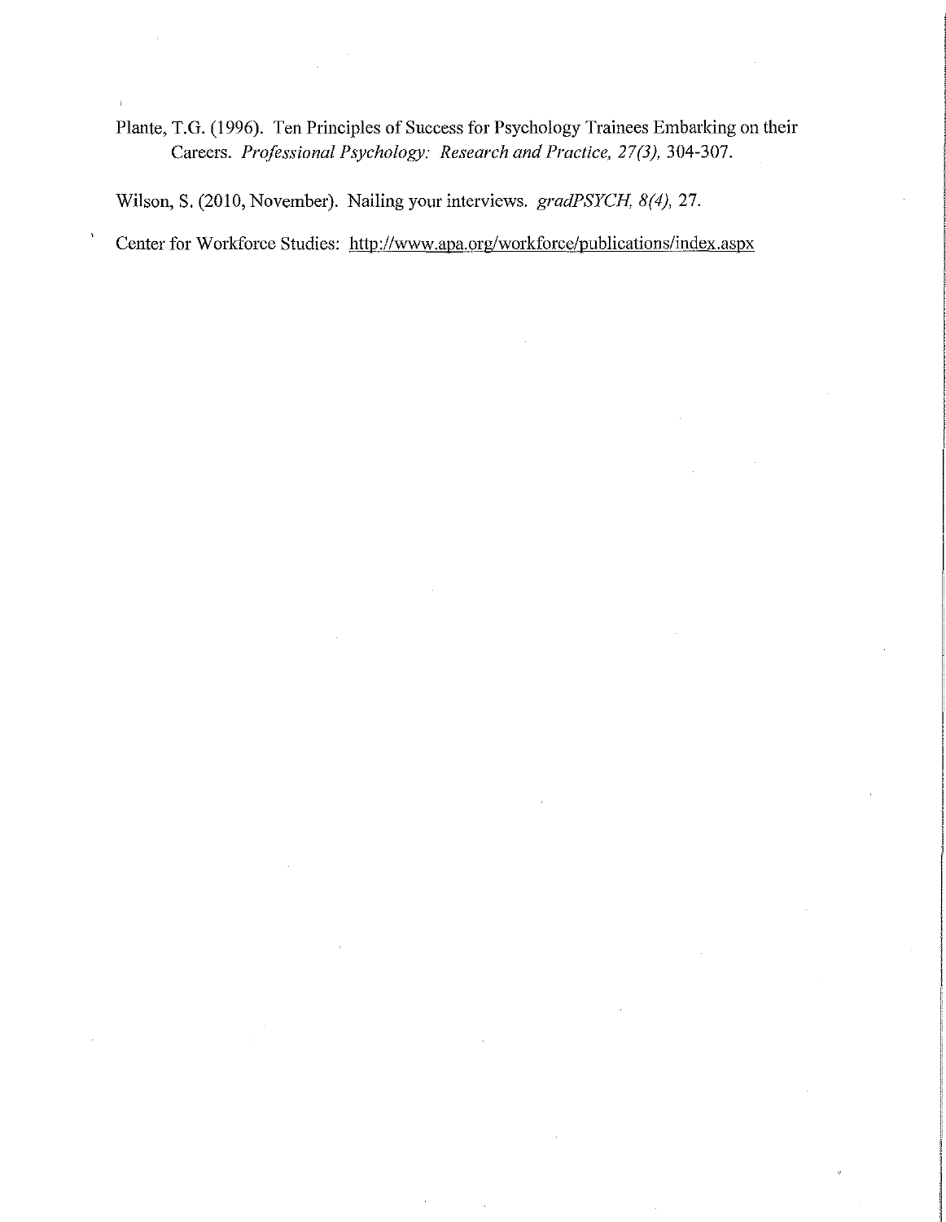Plante, T.G. (1996). Ten Principles of Success for Psychology Trainees Embarking on their Careers. *Professional Psychology: Research and Practice, 27(3),* 304-307.

Wilson, S. (2010, November). Nailing your interviews. *gradPSYCH, 8(4),* 27.

Center for Workforce Studies: http://www.apa.org/workforce/publications/index.aspx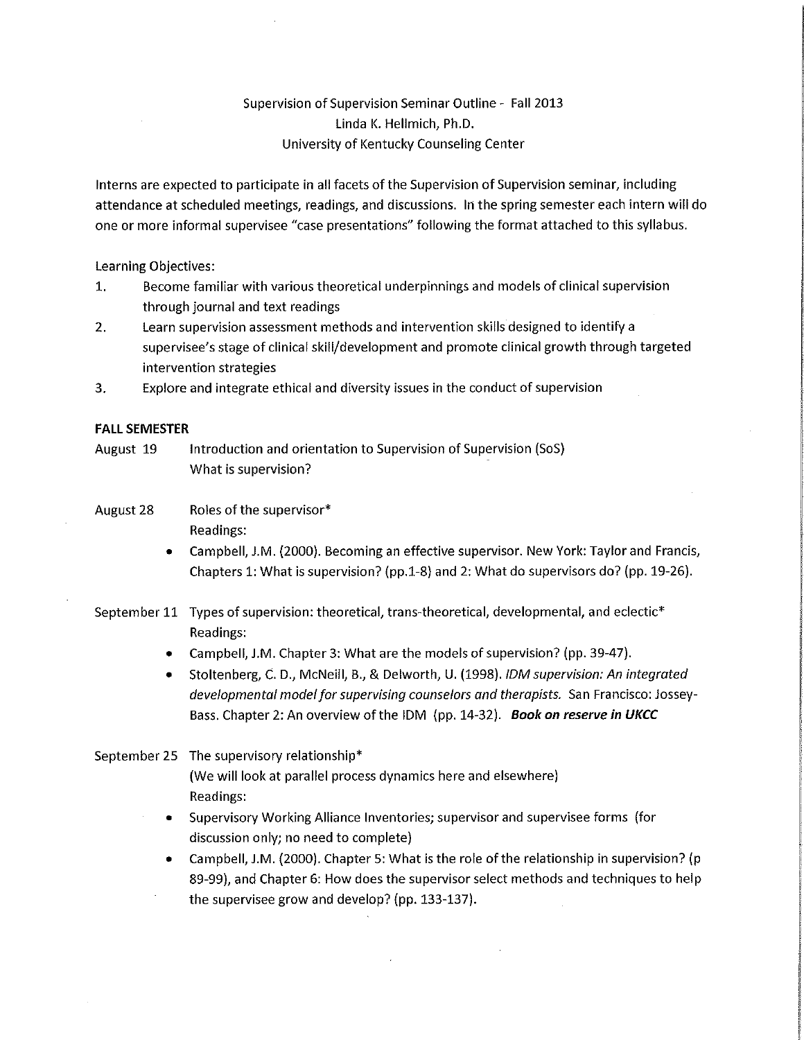Supervision of Supervision Seminar Outline - Fall 2013
Linda K. Hellmich, Ph.D.
University of Kentucky Counseling Center

Interns are expected to participate in all facets of the Supervision of Supervision seminar, including attendance at scheduled meetings, readings, and discussions. In the spring semester each intern will do one or more informal supervisee "case presentations" following the format attached to this syllabus.

Learning Objectives:

1. Become familiar with various theoretical underpinnings and models of clinical supervision through journal and text readings
2. Learn supervision assessment methods and intervention skills designed to identify a supervisee's stage of clinical skill/development and promote clinical growth through targeted intervention strategies
3. Explore and integrate ethical and diversity issues in the conduct of supervision

**FALL SEMESTER**

August 19 — Introduction and orientation to Supervision of Supervision (SoS)
What is supervision?

August 28 — Roles of the supervisor*
Readings:

- Campbell, J.M. (2000). Becoming an effective supervisor. New York: Taylor and Francis, Chapters 1: What is supervision? (pp.1-8) and 2: What do supervisors do? (pp. 19-26).

September 11 — Types of supervision: theoretical, trans-theoretical, developmental, and eclectic*
Readings:

- Campbell, J.M. Chapter 3: What are the models of supervision? (pp. 39-47).
- Stoltenberg, C. D., McNeill, B., & Delworth, U. (1998). *IDM supervision: An integrated developmental model for supervising counselors and therapists.* San Francisco: Jossey-Bass. Chapter 2: An overview of the IDM (pp. 14-32). ***Book on reserve in UKCC***

September 25 — The supervisory relationship*
(We will look at parallel process dynamics here and elsewhere)
Readings:

- Supervisory Working Alliance Inventories; supervisor and supervisee forms (for discussion only; no need to complete)
- Campbell, J.M. (2000). Chapter 5: What is the role of the relationship in supervision? (p 89-99), and Chapter 6: How does the supervisor select methods and techniques to help the supervisee grow and develop? (pp. 133-137).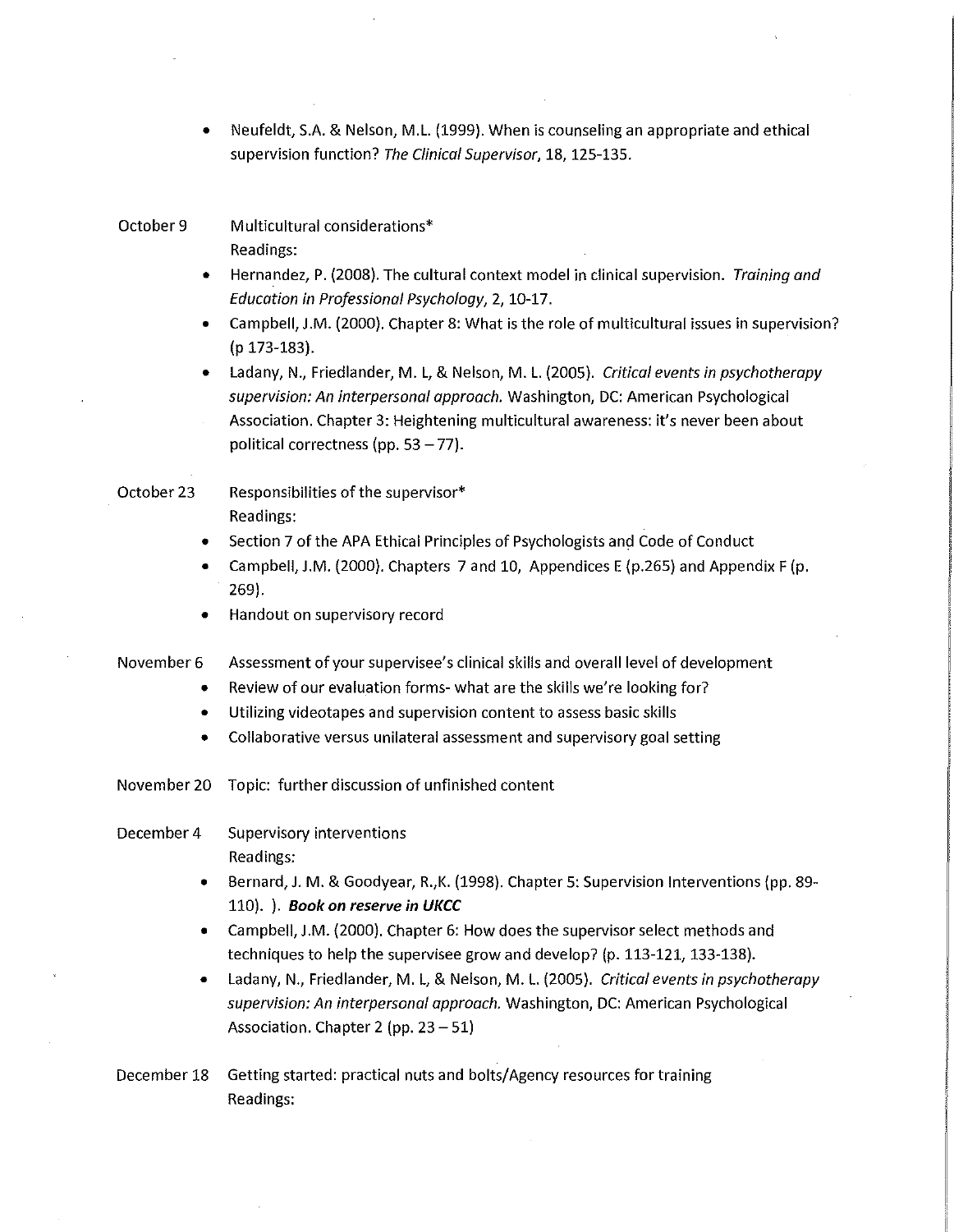- Neufeldt, S.A. & Nelson, M.L. (1999). When is counseling an appropriate and ethical supervision function? *The Clinical Supervisor*, 18, 125-135.

October 9 Multicultural considerations*

Readings:

- Hernandez, P. (2008). The cultural context model in clinical supervision. *Training and Education in Professional Psychology*, 2, 10-17.
- Campbell, J.M. (2000). Chapter 8: What is the role of multicultural issues in supervision? (p 173-183).
- Ladany, N., Friedlander, M. L, & Nelson, M. L. (2005). *Critical events in psychotherapy supervision: An interpersonal approach.* Washington, DC: American Psychological Association. Chapter 3: Heightening multicultural awareness: it's never been about political correctness (pp. 53 – 77).

October 23 Responsibilities of the supervisor*

Readings:

- Section 7 of the APA Ethical Principles of Psychologists and Code of Conduct
- Campbell, J.M. (2000). Chapters 7 and 10, Appendices E (p.265) and Appendix F (p. 269).
- Handout on supervisory record

November 6 Assessment of your supervisee's clinical skills and overall level of development

- Review of our evaluation forms- what are the skills we're looking for?
- Utilizing videotapes and supervision content to assess basic skills
- Collaborative versus unilateral assessment and supervisory goal setting

November 20 Topic: further discussion of unfinished content

December 4 Supervisory interventions

Readings:

- Bernard, J. M. & Goodyear, R.,K. (1998). Chapter 5: Supervision Interventions (pp. 89-110). ). ***Book on reserve in UKCC***
- Campbell, J.M. (2000). Chapter 6: How does the supervisor select methods and techniques to help the supervisee grow and develop? (p. 113-121, 133-138).
- Ladany, N., Friedlander, M. L, & Nelson, M. L. (2005). *Critical events in psychotherapy supervision: An interpersonal approach.* Washington, DC: American Psychological Association. Chapter 2 (pp. 23 – 51)

December 18 Getting started: practical nuts and bolts/Agency resources for training

Readings: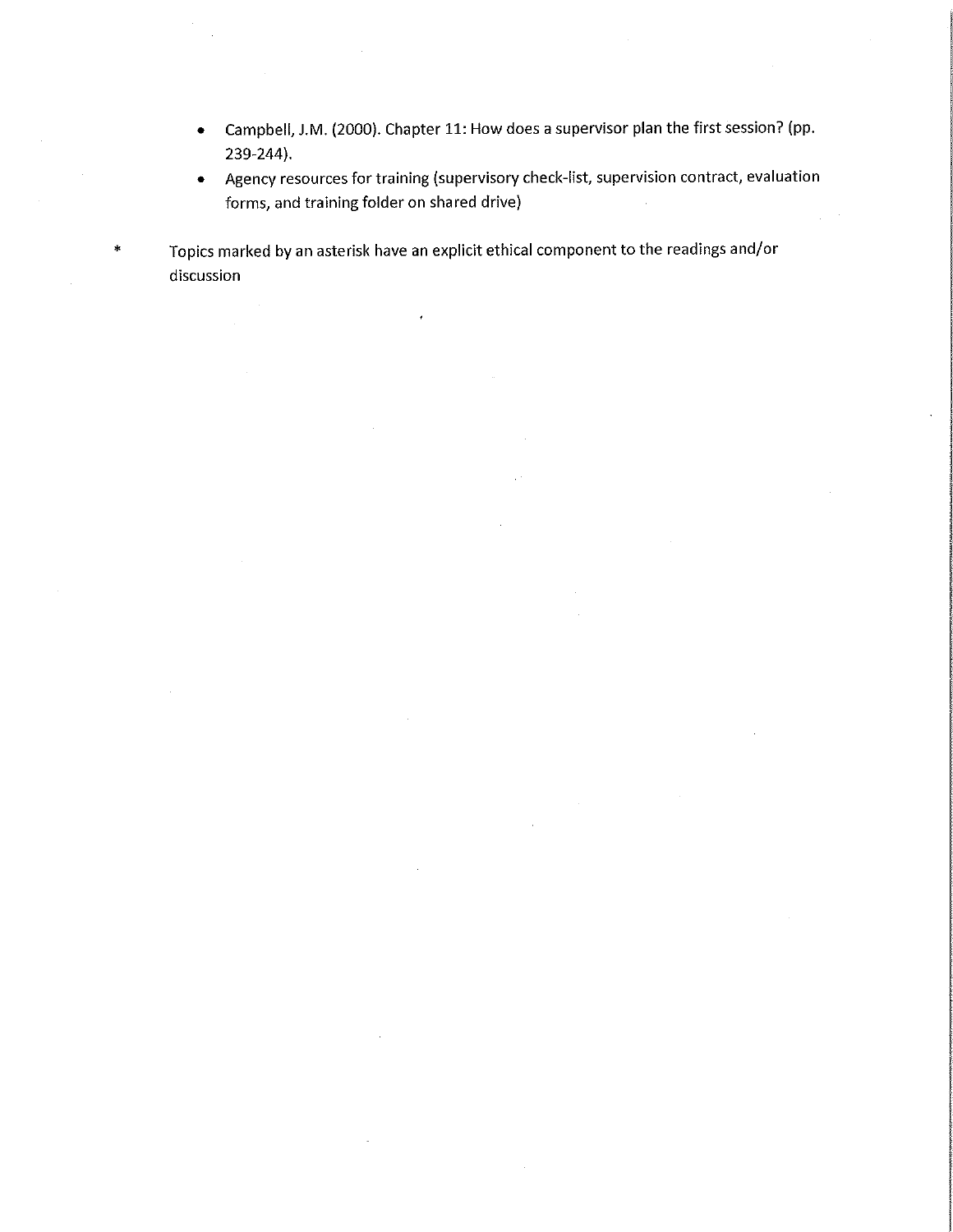- Campbell, J.M. (2000). Chapter 11: How does a supervisor plan the first session? (pp. 239-244).
- Agency resources for training (supervisory check-list, supervision contract, evaluation forms, and training folder on shared drive)

\* Topics marked by an asterisk have an explicit ethical component to the readings and/or discussion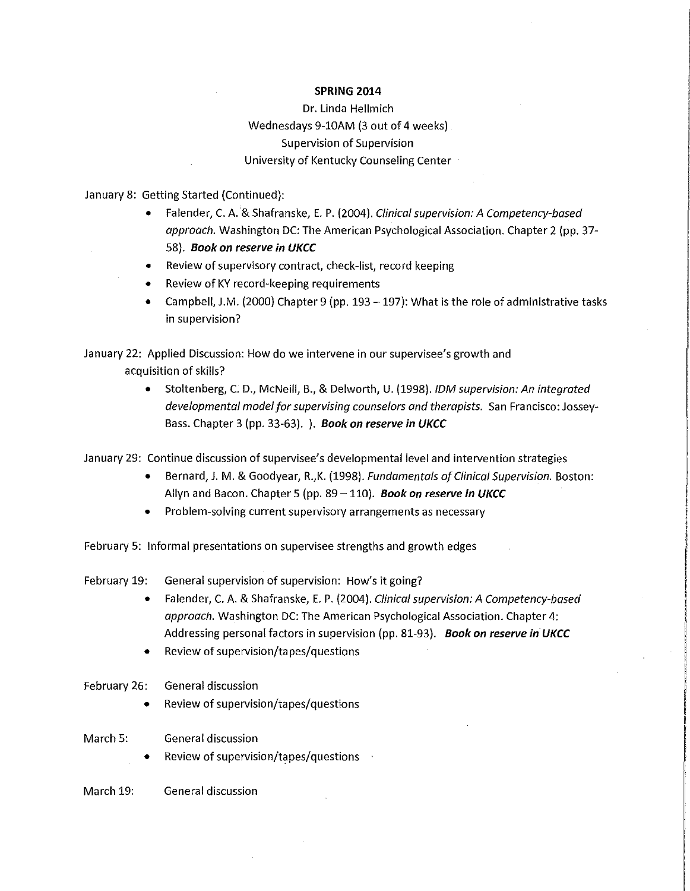**SPRING 2014**

Dr. Linda Hellmich

Wednesdays 9-10AM (3 out of 4 weeks)

Supervision of Supervision

University of Kentucky Counseling Center

January 8: Getting Started (Continued):

- Falender, C. A. & Shafranske, E. P. (2004). *Clinical supervision: A Competency-based approach.* Washington DC: The American Psychological Association. Chapter 2 (pp. 37-58). ***Book on reserve in UKCC***
- Review of supervisory contract, check-list, record keeping
- Review of KY record-keeping requirements
- Campbell, J.M. (2000) Chapter 9 (pp. 193 – 197): What is the role of administrative tasks in supervision?

January 22: Applied Discussion: How do we intervene in our supervisee's growth and acquisition of skills?

- Stoltenberg, C. D., McNeill, B., & Delworth, U. (1998). *IDM supervision: An integrated developmental model for supervising counselors and therapists.* San Francisco: Jossey-Bass. Chapter 3 (pp. 33-63). ). ***Book on reserve in UKCC***

January 29: Continue discussion of supervisee's developmental level and intervention strategies

- Bernard, J. M. & Goodyear, R.,K. (1998). *Fundamentals of Clinical Supervision.* Boston: Allyn and Bacon. Chapter 5 (pp. 89 – 110). ***Book on reserve in UKCC***
- Problem-solving current supervisory arrangements as necessary

February 5: Informal presentations on supervisee strengths and growth edges

February 19: General supervision of supervision: How's it going?

- Falender, C. A. & Shafranske, E. P. (2004). *Clinical supervision: A Competency-based approach.* Washington DC: The American Psychological Association. Chapter 4: Addressing personal factors in supervision (pp. 81-93). ***Book on reserve in UKCC***
- Review of supervision/tapes/questions

February 26: General discussion

- Review of supervision/tapes/questions

March 5: General discussion

- Review of supervision/tapes/questions

March 19: General discussion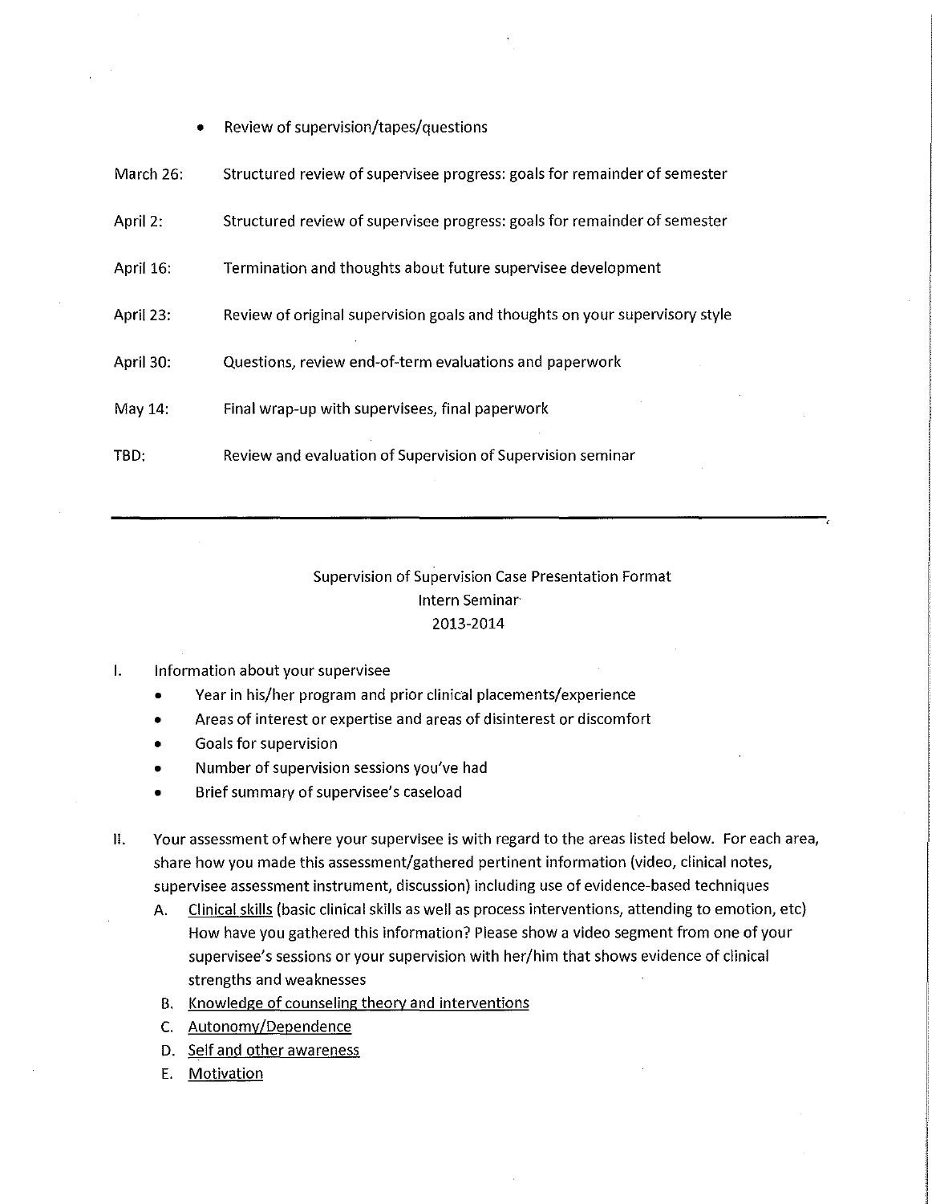- Review of supervision/tapes/questions

March 26: Structured review of supervisee progress: goals for remainder of semester

April 2: Structured review of supervisee progress: goals for remainder of semester

April 16: Termination and thoughts about future supervisee development

April 23: Review of original supervision goals and thoughts on your supervisory style

April 30: Questions, review end-of-term evaluations and paperwork

May 14: Final wrap-up with supervisees, final paperwork

TBD: Review and evaluation of Supervision of Supervision seminar

---

## Supervision of Supervision Case Presentation Format
## Intern Seminar
## 2013-2014

I. Information about your supervisee
   - Year in his/her program and prior clinical placements/experience
   - Areas of interest or expertise and areas of disinterest or discomfort
   - Goals for supervision
   - Number of supervision sessions you've had
   - Brief summary of supervisee's caseload

II. Your assessment of where your supervisee is with regard to the areas listed below. For each area, share how you made this assessment/gathered pertinent information (video, clinical notes, supervisee assessment instrument, discussion) including use of evidence-based techniques
   A. <u>Clinical skills</u> (basic clinical skills as well as process interventions, attending to emotion, etc) How have you gathered this information? Please show a video segment from one of your supervisee's sessions or your supervision with her/him that shows evidence of clinical strengths and weaknesses
   B. <u>Knowledge of counseling theory and interventions</u>
   C. <u>Autonomy/Dependence</u>
   D. <u>Self and other awareness</u>
   E. <u>Motivation</u>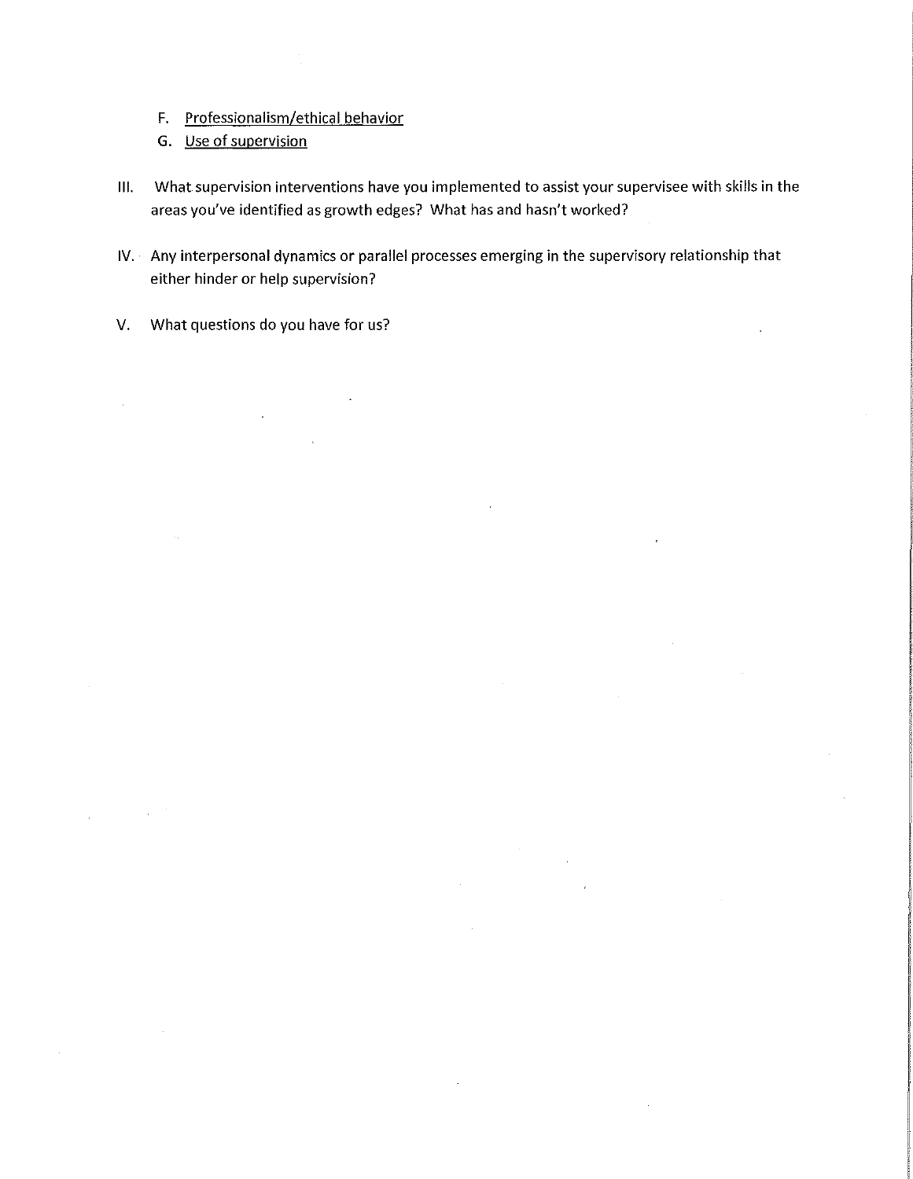F. <u>Professionalism/ethical behavior</u>

G. <u>Use of supervision</u>

III. What supervision interventions have you implemented to assist your supervisee with skills in the areas you've identified as growth edges? What has and hasn't worked?

IV. Any interpersonal dynamics or parallel processes emerging in the supervisory relationship that either hinder or help supervision?

V. What questions do you have for us?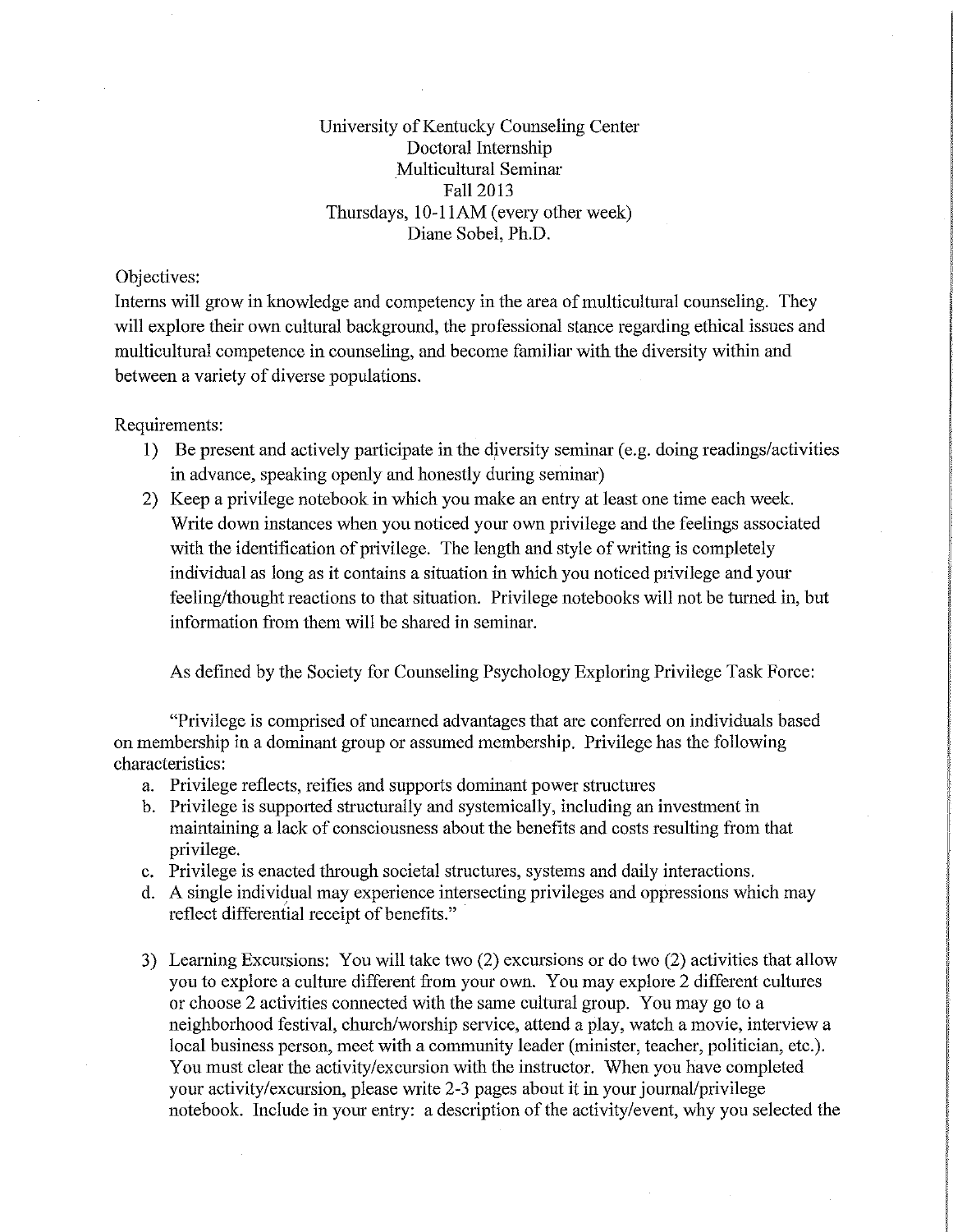University of Kentucky Counseling Center
Doctoral Internship
Multicultural Seminar
Fall 2013
Thursdays, 10-11AM (every other week)
Diane Sobel, Ph.D.

Objectives:
Interns will grow in knowledge and competency in the area of multicultural counseling. They will explore their own cultural background, the professional stance regarding ethical issues and multicultural competence in counseling, and become familiar with the diversity within and between a variety of diverse populations.

Requirements:

1) Be present and actively participate in the diversity seminar (e.g. doing readings/activities in advance, speaking openly and honestly during seminar)
2) Keep a privilege notebook in which you make an entry at least one time each week. Write down instances when you noticed your own privilege and the feelings associated with the identification of privilege. The length and style of writing is completely individual as long as it contains a situation in which you noticed privilege and your feeling/thought reactions to that situation. Privilege notebooks will not be turned in, but information from them will be shared in seminar.

   As defined by the Society for Counseling Psychology Exploring Privilege Task Force:

   "Privilege is comprised of unearned advantages that are conferred on individuals based on membership in a dominant group or assumed membership. Privilege has the following characteristics:

   a. Privilege reflects, reifies and supports dominant power structures
   b. Privilege is supported structurally and systemically, including an investment in maintaining a lack of consciousness about the benefits and costs resulting from that privilege.
   c. Privilege is enacted through societal structures, systems and daily interactions.
   d. A single individual may experience intersecting privileges and oppressions which may reflect differential receipt of benefits."

3) Learning Excursions: You will take two (2) excursions or do two (2) activities that allow you to explore a culture different from your own. You may explore 2 different cultures or choose 2 activities connected with the same cultural group. You may go to a neighborhood festival, church/worship service, attend a play, watch a movie, interview a local business person, meet with a community leader (minister, teacher, politician, etc.). You must clear the activity/excursion with the instructor. When you have completed your activity/excursion, please write 2-3 pages about it in your journal/privilege notebook. Include in your entry: a description of the activity/event, why you selected the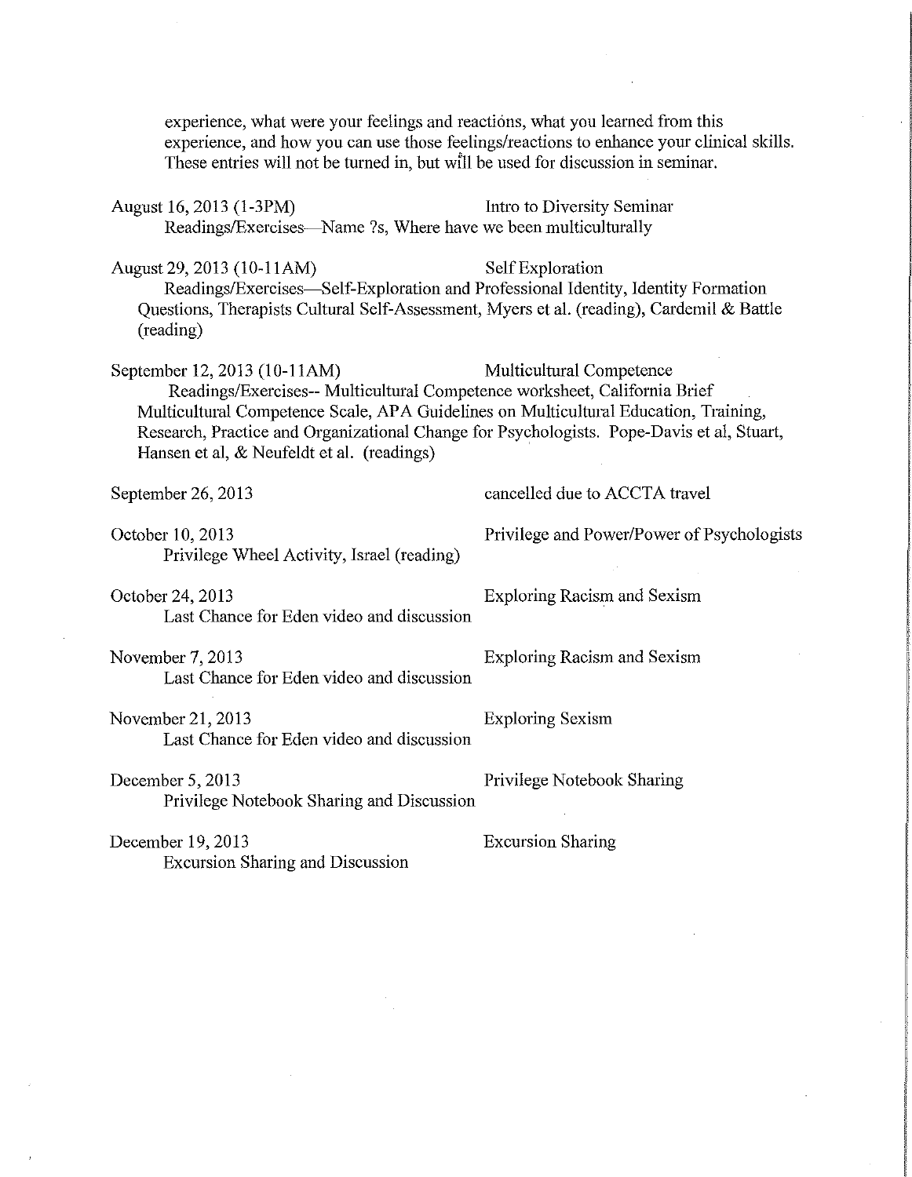experience, what were your feelings and reactions, what you learned from this experience, and how you can use those feelings/reactions to enhance your clinical skills. These entries will not be turned in, but will be used for discussion in seminar.

August 16, 2013 (1-3PM) — Intro to Diversity Seminar
Readings/Exercises—Name ?s, Where have we been multiculturally

August 29, 2013 (10-11AM) — Self Exploration
Readings/Exercises—Self-Exploration and Professional Identity, Identity Formation Questions, Therapists Cultural Self-Assessment, Myers et al. (reading), Cardemil & Battle (reading)

September 12, 2013 (10-11AM) — Multicultural Competence
Readings/Exercises-- Multicultural Competence worksheet, California Brief Multicultural Competence Scale, APA Guidelines on Multicultural Education, Training, Research, Practice and Organizational Change for Psychologists. Pope-Davis et al, Stuart, Hansen et al, & Neufeldt et al. (readings)

September 26, 2013 — cancelled due to ACCTA travel

October 10, 2013 — Privilege and Power/Power of Psychologists
Privilege Wheel Activity, Israel (reading)

October 24, 2013 — Exploring Racism and Sexism
Last Chance for Eden video and discussion

November 7, 2013 — Exploring Racism and Sexism
Last Chance for Eden video and discussion

November 21, 2013 — Exploring Sexism
Last Chance for Eden video and discussion

December 5, 2013 — Privilege Notebook Sharing
Privilege Notebook Sharing and Discussion

December 19, 2013 — Excursion Sharing
Excursion Sharing and Discussion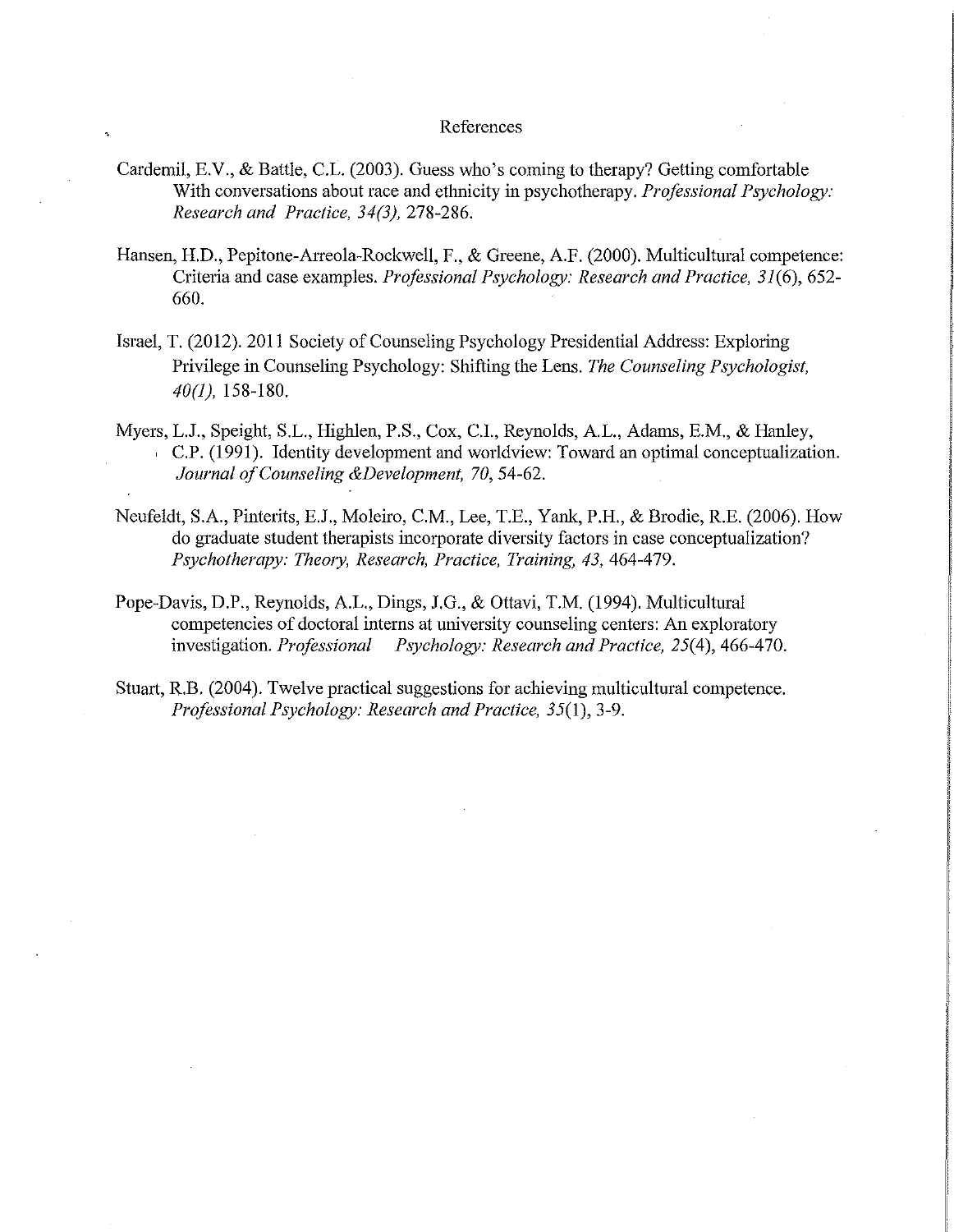# References

Cardemil, E.V., & Battle, C.L. (2003). Guess who's coming to therapy? Getting comfortable With conversations about race and ethnicity in psychotherapy. *Professional Psychology: Research and Practice, 34(3),* 278-286.

Hansen, H.D., Pepitone-Arreola-Rockwell, F., & Greene, A.F. (2000). Multicultural competence: Criteria and case examples. *Professional Psychology: Research and Practice, 31*(6), 652-660.

Israel, T. (2012). 2011 Society of Counseling Psychology Presidential Address: Exploring Privilege in Counseling Psychology: Shifting the Lens. *The Counseling Psychologist, 40(1),* 158-180.

Myers, L.J., Speight, S.L., Highlen, P.S., Cox, C.I., Reynolds, A.L., Adams, E.M., & Hanley, C.P. (1991). Identity development and worldview: Toward an optimal conceptualization. *Journal of Counseling &Development, 70,* 54-62.

Neufeldt, S.A., Pinterits, E.J., Moleiro, C.M., Lee, T.E., Yank, P.H., & Brodie, R.E. (2006). How do graduate student therapists incorporate diversity factors in case conceptualization? *Psychotherapy: Theory, Research, Practice, Training, 43,* 464-479.

Pope-Davis, D.P., Reynolds, A.L., Dings, J.G., & Ottavi, T.M. (1994). Multicultural competencies of doctoral interns at university counseling centers: An exploratory investigation. *Professional Psychology: Research and Practice, 25*(4), 466-470.

Stuart, R.B. (2004). Twelve practical suggestions for achieving multicultural competence. *Professional Psychology: Research and Practice, 35*(1), 3-9.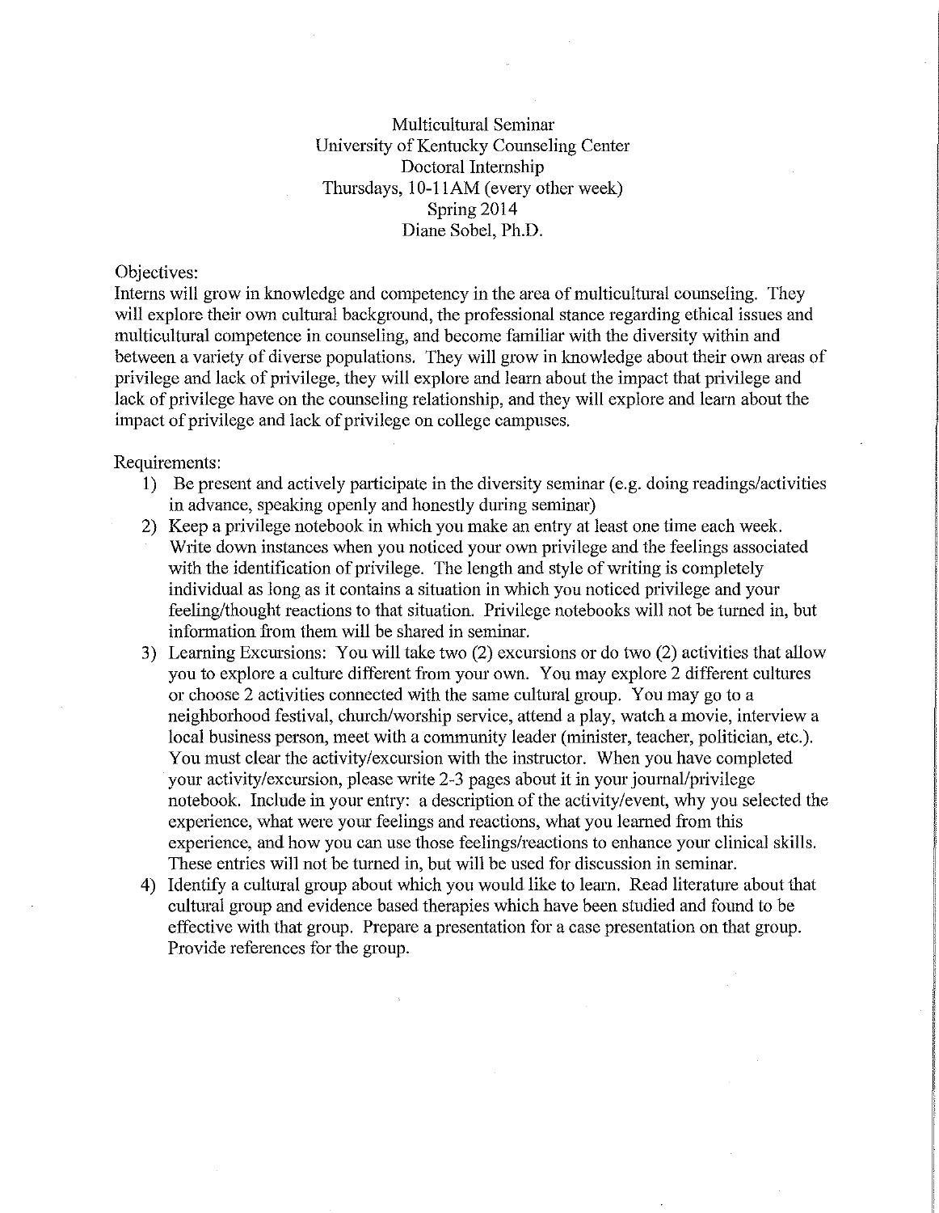# Multicultural Seminar
## University of Kentucky Counseling Center
## Doctoral Internship
## Thursdays, 10-11AM (every other week)
## Spring 2014
## Diane Sobel, Ph.D.

Objectives:

Interns will grow in knowledge and competency in the area of multicultural counseling. They will explore their own cultural background, the professional stance regarding ethical issues and multicultural competence in counseling, and become familiar with the diversity within and between a variety of diverse populations. They will grow in knowledge about their own areas of privilege and lack of privilege, they will explore and learn about the impact that privilege and lack of privilege have on the counseling relationship, and they will explore and learn about the impact of privilege and lack of privilege on college campuses.

Requirements:

1) Be present and actively participate in the diversity seminar (e.g. doing readings/activities in advance, speaking openly and honestly during seminar)
2) Keep a privilege notebook in which you make an entry at least one time each week. Write down instances when you noticed your own privilege and the feelings associated with the identification of privilege. The length and style of writing is completely individual as long as it contains a situation in which you noticed privilege and your feeling/thought reactions to that situation. Privilege notebooks will not be turned in, but information from them will be shared in seminar.
3) Learning Excursions: You will take two (2) excursions or do two (2) activities that allow you to explore a culture different from your own. You may explore 2 different cultures or choose 2 activities connected with the same cultural group. You may go to a neighborhood festival, church/worship service, attend a play, watch a movie, interview a local business person, meet with a community leader (minister, teacher, politician, etc.). You must clear the activity/excursion with the instructor. When you have completed your activity/excursion, please write 2-3 pages about it in your journal/privilege notebook. Include in your entry: a description of the activity/event, why you selected the experience, what were your feelings and reactions, what you learned from this experience, and how you can use those feelings/reactions to enhance your clinical skills. These entries will not be turned in, but will be used for discussion in seminar.
4) Identify a cultural group about which you would like to learn. Read literature about that cultural group and evidence based therapies which have been studied and found to be effective with that group. Prepare a presentation for a case presentation on that group. Provide references for the group.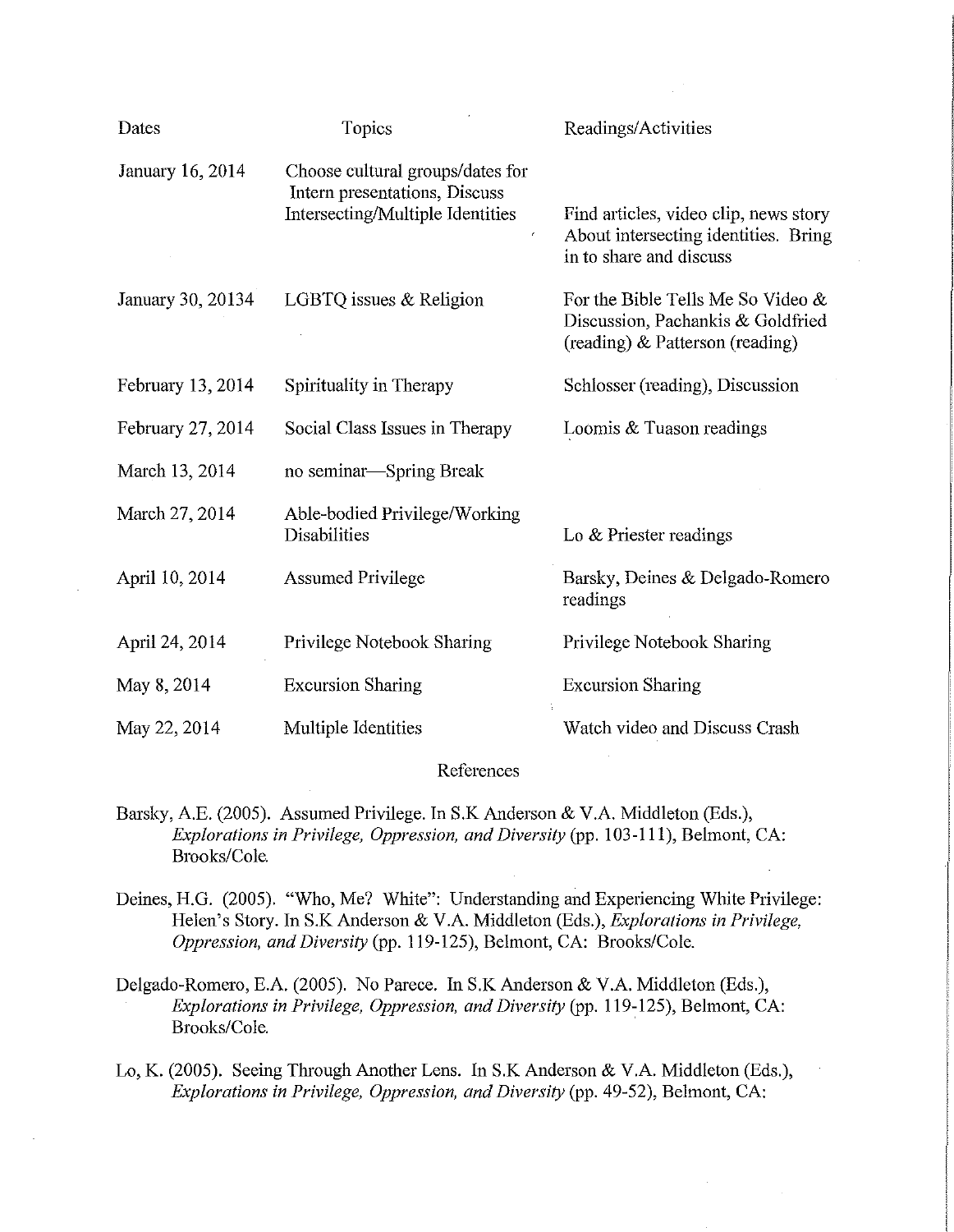| Dates | Topics | Readings/Activities |
|---|---|---|
| January 16, 2014 | Choose cultural groups/dates for Intern presentations, Discuss Intersecting/Multiple Identities | Find articles, video clip, news story About intersecting identities. Bring in to share and discuss |
| January 30, 20134 | LGBTQ issues & Religion | For the Bible Tells Me So Video & Discussion, Pachankis & Goldfried (reading) & Patterson (reading) |
| February 13, 2014 | Spirituality in Therapy | Schlosser (reading), Discussion |
| February 27, 2014 | Social Class Issues in Therapy | Loomis & Tuason readings |
| March 13, 2014 | no seminar—Spring Break | |
| March 27, 2014 | Able-bodied Privilege/Working Disabilities | Lo & Priester readings |
| April 10, 2014 | Assumed Privilege | Barsky, Deines & Delgado-Romero readings |
| April 24, 2014 | Privilege Notebook Sharing | Privilege Notebook Sharing |
| May 8, 2014 | Excursion Sharing | Excursion Sharing |
| May 22, 2014 | Multiple Identities | Watch video and Discuss Crash |

## References

Barsky, A.E. (2005). Assumed Privilege. In S.K Anderson & V.A. Middleton (Eds.), *Explorations in Privilege, Oppression, and Diversity* (pp. 103-111), Belmont, CA: Brooks/Cole.

Deines, H.G. (2005). "Who, Me? White": Understanding and Experiencing White Privilege: Helen's Story. In S.K Anderson & V.A. Middleton (Eds.), *Explorations in Privilege, Oppression, and Diversity* (pp. 119-125), Belmont, CA: Brooks/Cole.

Delgado-Romero, E.A. (2005). No Parece. In S.K Anderson & V.A. Middleton (Eds.), *Explorations in Privilege, Oppression, and Diversity* (pp. 119-125), Belmont, CA: Brooks/Cole.

Lo, K. (2005). Seeing Through Another Lens. In S.K Anderson & V.A. Middleton (Eds.), *Explorations in Privilege, Oppression, and Diversity* (pp. 49-52), Belmont, CA: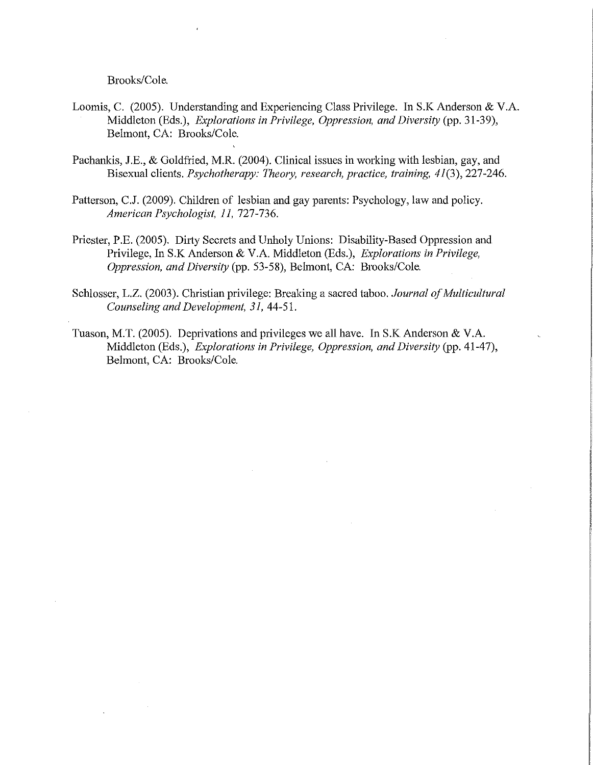Brooks/Cole.

Loomis, C. (2005). Understanding and Experiencing Class Privilege. In S.K Anderson & V.A. Middleton (Eds.), *Explorations in Privilege, Oppression, and Diversity* (pp. 31-39), Belmont, CA: Brooks/Cole.

Pachankis, J.E., & Goldfried, M.R. (2004). Clinical issues in working with lesbian, gay, and Bisexual clients. *Psychotherapy: Theory, research, practice, training, 41*(3), 227-246.

Patterson, C.J. (2009). Children of lesbian and gay parents: Psychology, law and policy. *American Psychologist, 11,* 727-736.

Priester, P.E. (2005). Dirty Secrets and Unholy Unions: Disability-Based Oppression and Privilege, In S.K Anderson & V.A. Middleton (Eds.), *Explorations in Privilege, Oppression, and Diversity* (pp. 53-58), Belmont, CA: Brooks/Cole.

Schlosser, L.Z. (2003). Christian privilege: Breaking a sacred taboo. *Journal of Multicultural Counseling and Development, 31,* 44-51.

Tuason, M.T. (2005). Deprivations and privileges we all have. In S.K Anderson & V.A. Middleton (Eds.), *Explorations in Privilege, Oppression, and Diversity* (pp. 41-47), Belmont, CA: Brooks/Cole.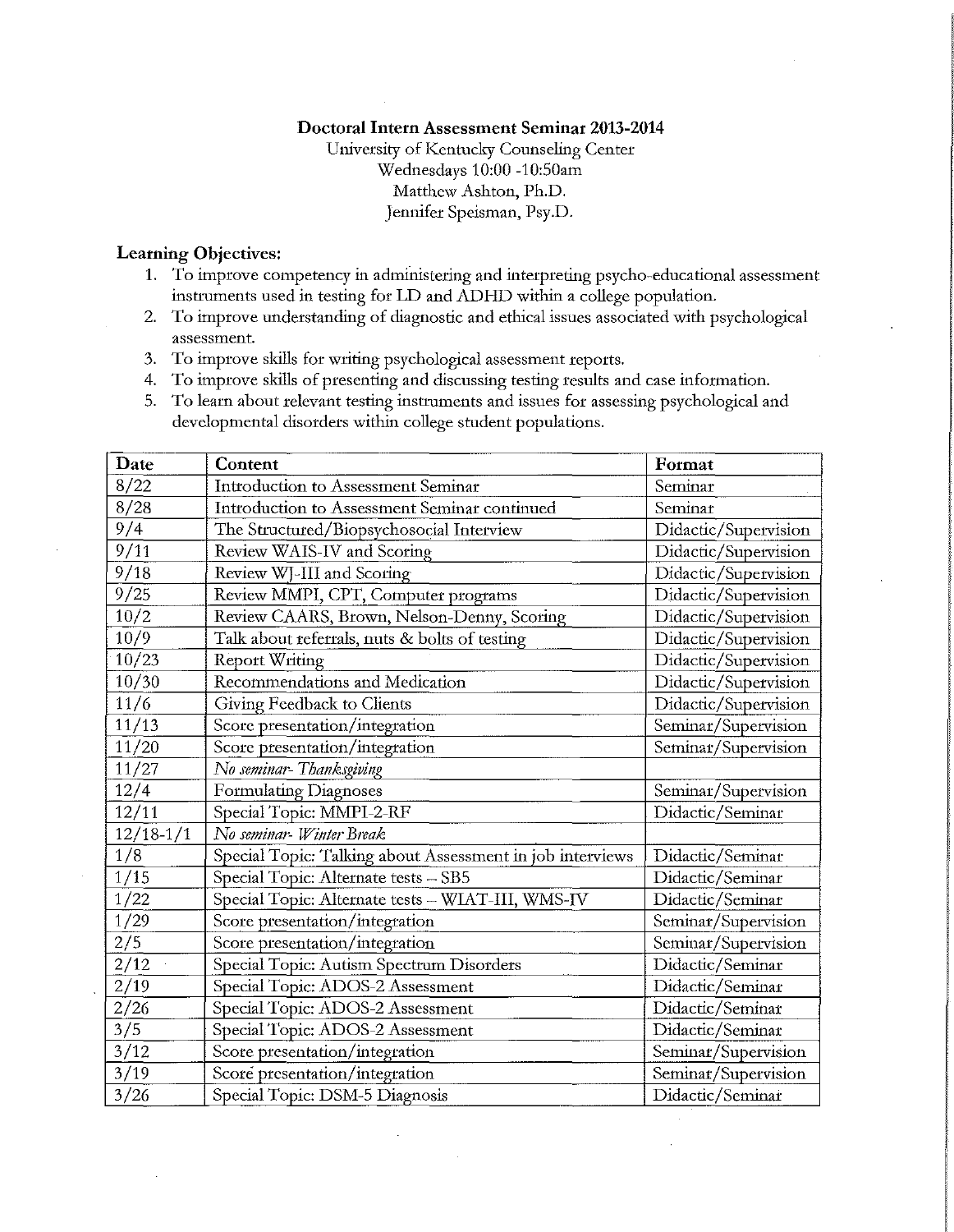# Doctoral Intern Assessment Seminar 2013-2014

University of Kentucky Counseling Center
Wednesdays 10:00 -10:50am
Matthew Ashton, Ph.D.
Jennifer Speisman, Psy.D.

**Learning Objectives:**

1. To improve competency in administering and interpreting psycho-educational assessment instruments used in testing for LD and ADHD within a college population.
2. To improve understanding of diagnostic and ethical issues associated with psychological assessment.
3. To improve skills for writing psychological assessment reports.
4. To improve skills of presenting and discussing testing results and case information.
5. To learn about relevant testing instruments and issues for assessing psychological and developmental disorders within college student populations.

| Date | Content | Format |
|---|---|---|
| 8/22 | Introduction to Assessment Seminar | Seminar |
| 8/28 | Introduction to Assessment Seminar continued | Seminar |
| 9/4 | The Structured/Biopsychosocial Interview | Didactic/Supervision |
| 9/11 | Review WAIS-IV and Scoring | Didactic/Supervision |
| 9/18 | Review WJ-III and Scoring | Didactic/Supervision |
| 9/25 | Review MMPI, CPT, Computer programs | Didactic/Supervision |
| 10/2 | Review CAARS, Brown, Nelson-Denny, Scoring | Didactic/Supervision |
| 10/9 | Talk about referrals, nuts & bolts of testing | Didactic/Supervision |
| 10/23 | Report Writing | Didactic/Supervision |
| 10/30 | Recommendations and Medication | Didactic/Supervision |
| 11/6 | Giving Feedback to Clients | Didactic/Supervision |
| 11/13 | Score presentation/integration | Seminar/Supervision |
| 11/20 | Score presentation/integration | Seminar/Supervision |
| 11/27 | *No seminar- Thanksgiving* | |
| 12/4 | Formulating Diagnoses | Seminar/Supervision |
| 12/11 | Special Topic: MMPI-2-RF | Didactic/Seminar |
| 12/18-1/1 | *No seminar- Winter Break* | |
| 1/8 | Special Topic: Talking about Assessment in job interviews | Didactic/Seminar |
| 1/15 | Special Topic: Alternate tests – SB5 | Didactic/Seminar |
| 1/22 | Special Topic: Alternate tests – WIAT-III, WMS-IV | Didactic/Seminar |
| 1/29 | Score presentation/integration | Seminar/Supervision |
| 2/5 | Score presentation/integration | Seminar/Supervision |
| 2/12 | Special Topic: Autism Spectrum Disorders | Didactic/Seminar |
| 2/19 | Special Topic: ADOS-2 Assessment | Didactic/Seminar |
| 2/26 | Special Topic: ADOS-2 Assessment | Didactic/Seminar |
| 3/5 | Special Topic: ADOS-2 Assessment | Didactic/Seminar |
| 3/12 | Score presentation/integration | Seminar/Supervision |
| 3/19 | Score presentation/integration | Seminar/Supervision |
| 3/26 | Special Topic: DSM-5 Diagnosis | Didactic/Seminar |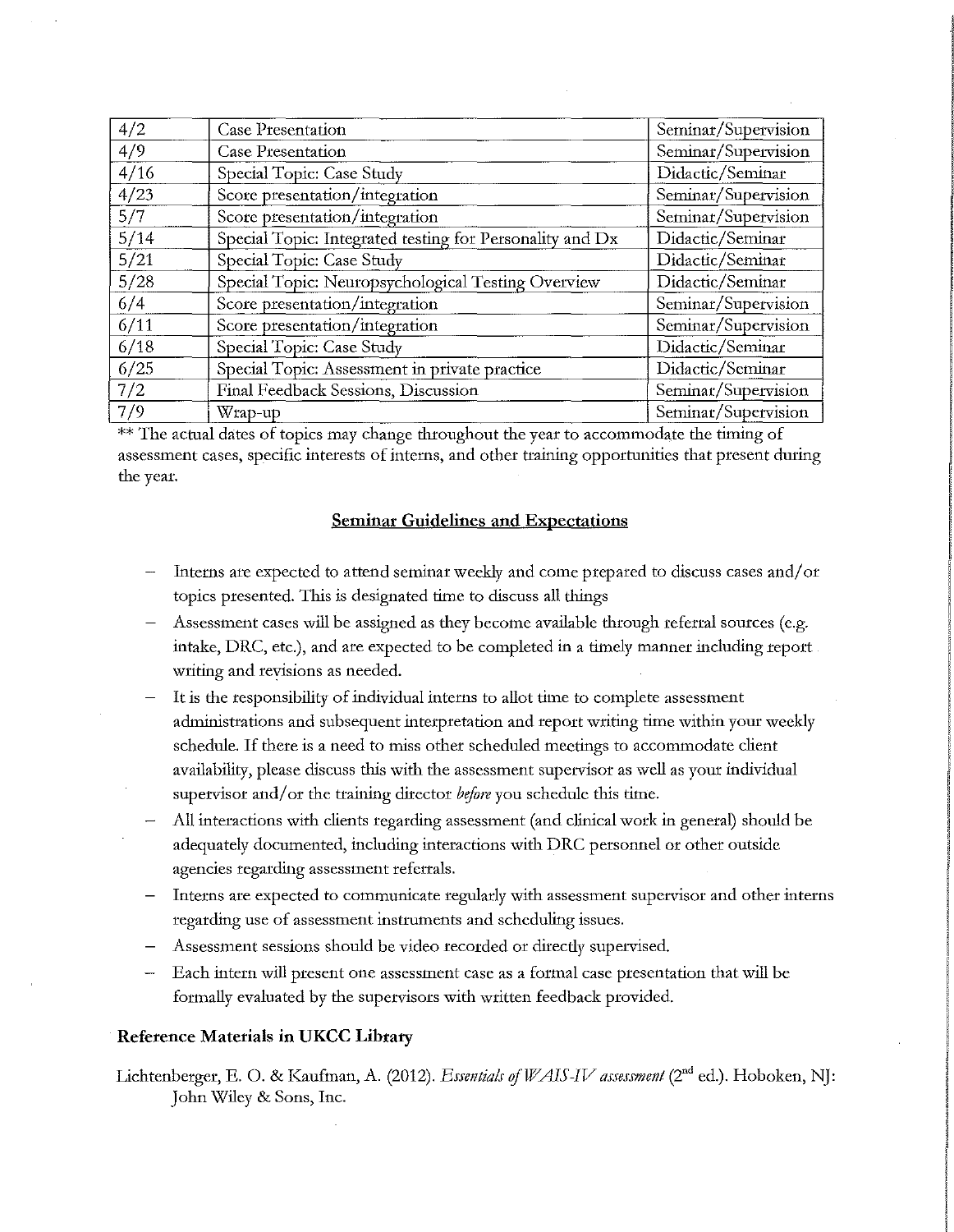| 4/2 | Case Presentation | Seminar/Supervision |
|---|---|---|
| 4/9 | Case Presentation | Seminar/Supervision |
| 4/16 | Special Topic: Case Study | Didactic/Seminar |
| 4/23 | Score presentation/integration | Seminar/Supervision |
| 5/7 | Score presentation/integration | Seminar/Supervision |
| 5/14 | Special Topic: Integrated testing for Personality and Dx | Didactic/Seminar |
| 5/21 | Special Topic: Case Study | Didactic/Seminar |
| 5/28 | Special Topic: Neuropsychological Testing Overview | Didactic/Seminar |
| 6/4 | Score presentation/integration | Seminar/Supervision |
| 6/11 | Score presentation/integration | Seminar/Supervision |
| 6/18 | Special Topic: Case Study | Didactic/Seminar |
| 6/25 | Special Topic: Assessment in private practice | Didactic/Seminar |
| 7/2 | Final Feedback Sessions, Discussion | Seminar/Supervision |
| 7/9 | Wrap-up | Seminar/Supervision |

** The actual dates of topics may change throughout the year to accommodate the timing of assessment cases, specific interests of interns, and other training opportunities that present during the year.

## Seminar Guidelines and Expectations

- Interns are expected to attend seminar weekly and come prepared to discuss cases and/or topics presented. This is designated time to discuss all things
- Assessment cases will be assigned as they become available through referral sources (e.g. intake, DRC, etc.), and are expected to be completed in a timely manner including report writing and revisions as needed.
- It is the responsibility of individual interns to allot time to complete assessment administrations and subsequent interpretation and report writing time within your weekly schedule. If there is a need to miss other scheduled meetings to accommodate client availability, please discuss this with the assessment supervisor as well as your individual supervisor and/or the training director *before* you schedule this time.
- All interactions with clients regarding assessment (and clinical work in general) should be adequately documented, including interactions with DRC personnel or other outside agencies regarding assessment referrals.
- Interns are expected to communicate regularly with assessment supervisor and other interns regarding use of assessment instruments and scheduling issues.
- Assessment sessions should be video recorded or directly supervised.
- Each intern will present one assessment case as a formal case presentation that will be formally evaluated by the supervisors with written feedback provided.

### Reference Materials in UKCC Library

Lichtenberger, E. O. & Kaufman, A. (2012). *Essentials of WAIS-IV assessment* (2nd ed.). Hoboken, NJ: John Wiley & Sons, Inc.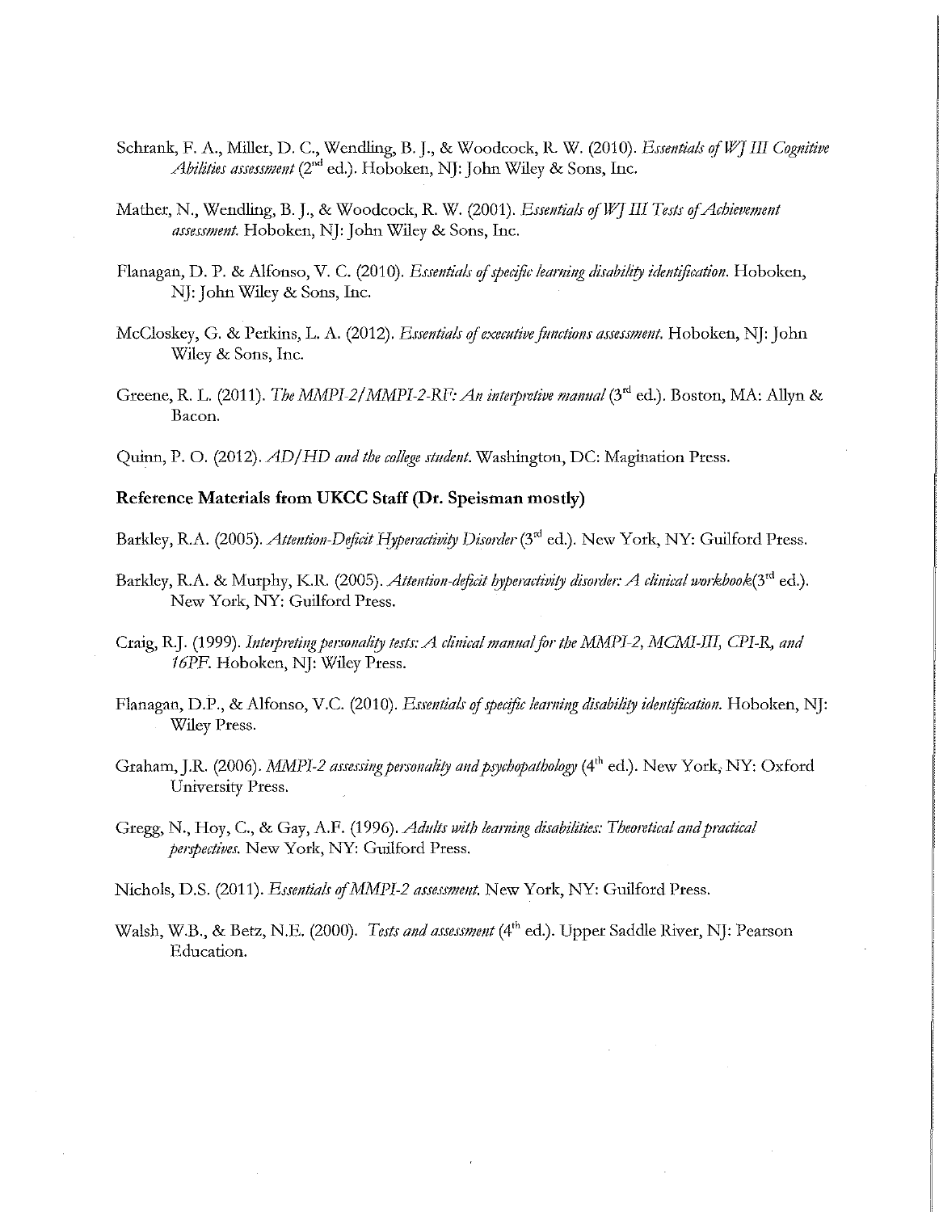Schrank, F. A., Miller, D. C., Wendling, B. J., & Woodcock, R. W. (2010). *Essentials of WJ III Cognitive Abilities assessment* (2nd ed.). Hoboken, NJ: John Wiley & Sons, Inc.

Mather, N., Wendling, B. J., & Woodcock, R. W. (2001). *Essentials of WJ III Tests of Achievement assessment.* Hoboken, NJ: John Wiley & Sons, Inc.

Flanagan, D. P. & Alfonso, V. C. (2010). *Essentials of specific learning disability identification.* Hoboken, NJ: John Wiley & Sons, Inc.

McCloskey, G. & Perkins, L. A. (2012). *Essentials of executive functions assessment.* Hoboken, NJ: John Wiley & Sons, Inc.

Greene, R. L. (2011). *The MMPI-2/MMPI-2-RF: An interpretive manual* (3rd ed.). Boston, MA: Allyn & Bacon.

Quinn, P. O. (2012). *AD/HD and the college student.* Washington, DC: Magination Press.

**Reference Materials from UKCC Staff (Dr. Speisman mostly)**

Barkley, R.A. (2005). *Attention-Deficit Hyperactivity Disorder* (3rd ed.). New York, NY: Guilford Press.

Barkley, R.A. & Murphy, K.R. (2005). *Attention-deficit hyperactivity disorder: A clinical workbook*(3rd ed.). New York, NY: Guilford Press.

Craig, R.J. (1999). *Interpreting personality tests: A clinical manual for the MMPI-2, MCMI-III, CPI-R, and 16PF.* Hoboken, NJ: Wiley Press.

Flanagan, D.P., & Alfonso, V.C. (2010). *Essentials of specific learning disability identification.* Hoboken, NJ: Wiley Press.

Graham, J.R. (2006). *MMPI-2 assessing personality and psychopathology* (4th ed.). New York, NY: Oxford University Press.

Gregg, N., Hoy, C., & Gay, A.F. (1996). *Adults with learning disabilities: Theoretical and practical perspectives.* New York, NY: Guilford Press.

Nichols, D.S. (2011). *Essentials of MMPI-2 assessment.* New York, NY: Guilford Press.

Walsh, W.B., & Betz, N.E. (2000). *Tests and assessment* (4th ed.). Upper Saddle River, NJ: Pearson Education.